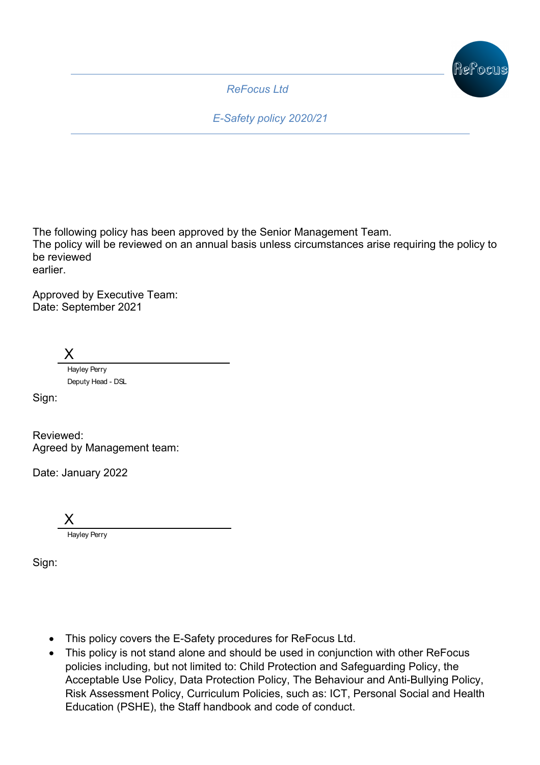*ReFocus Ltd*

*E-Safety policy 2020/21*

---

The following policy has been approved by the Senior Management Team.
The policy will be reviewed on an annual basis unless circumstances arise requiring the policy to be reviewed
earlier.

Approved by Executive Team:
Date: September 2021

X

Hayley Perry
Deputy Head - DSL

Sign:

Reviewed:
Agreed by Management team:

Date: January 2022

X

Hayley Perry

Sign:

- This policy covers the E-Safety procedures for ReFocus Ltd.
- This policy is not stand alone and should be used in conjunction with other ReFocus policies including, but not limited to: Child Protection and Safeguarding Policy, the Acceptable Use Policy, Data Protection Policy, The Behaviour and Anti-Bullying Policy, Risk Assessment Policy, Curriculum Policies, such as: ICT, Personal Social and Health Education (PSHE), the Staff handbook and code of conduct.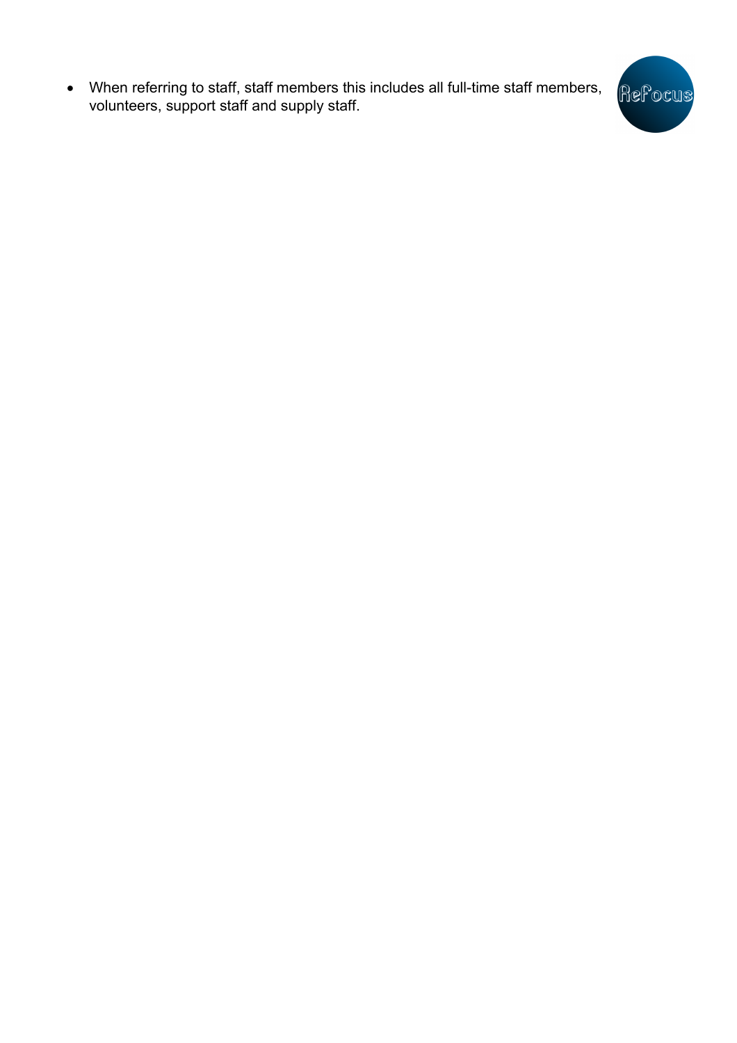- When referring to staff, staff members this includes all full-time staff members, volunteers, support staff and supply staff.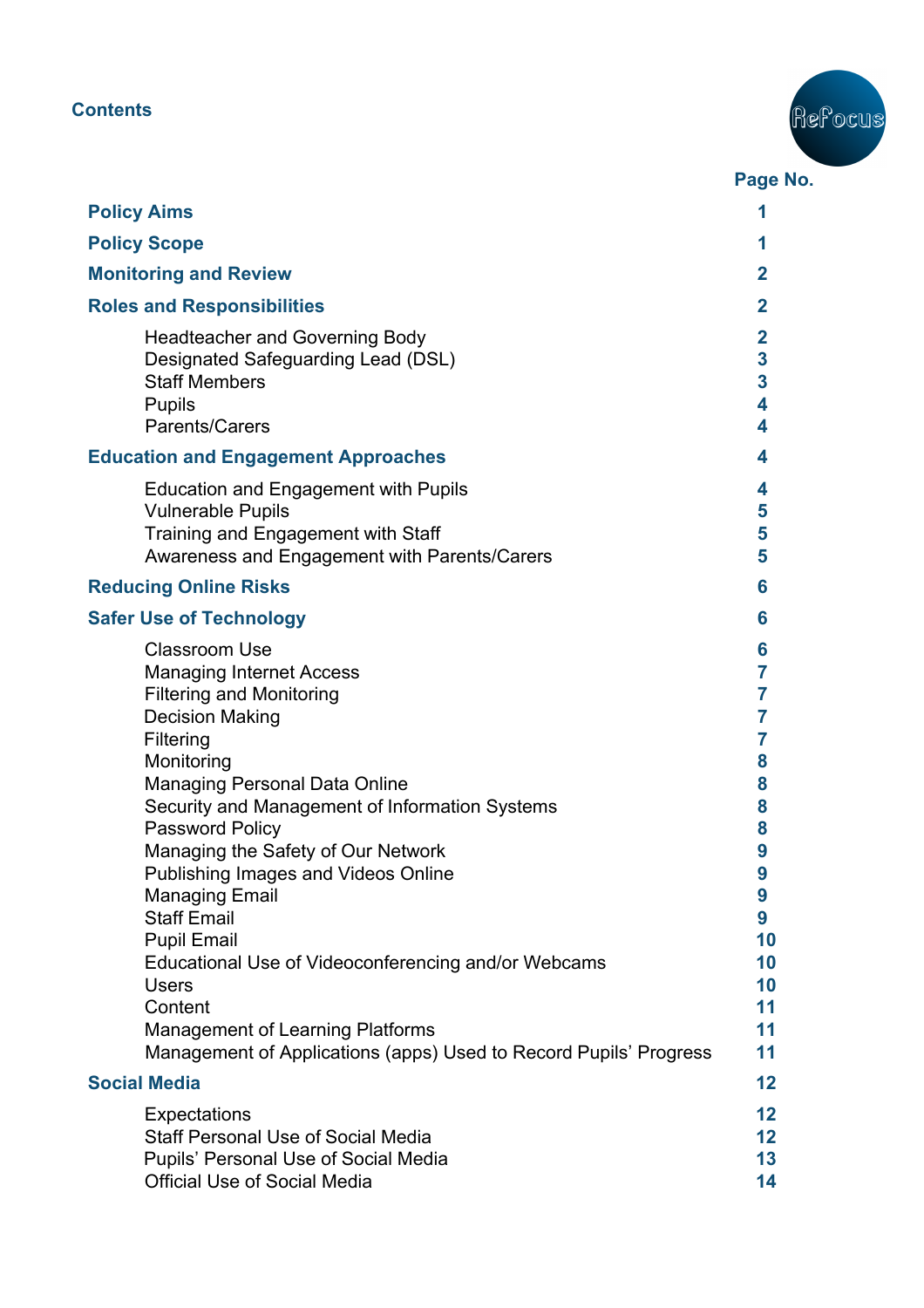## Contents

| | Page No. |
|---|---|
| **Policy Aims** | **1** |
| **Policy Scope** | **1** |
| **Monitoring and Review** | **2** |
| **Roles and Responsibilities** | **2** |
| Headteacher and Governing Body | **2** |
| Designated Safeguarding Lead (DSL) | **3** |
| Staff Members | **3** |
| Pupils | **4** |
| Parents/Carers | **4** |
| **Education and Engagement Approaches** | **4** |
| Education and Engagement with Pupils | **4** |
| Vulnerable Pupils | **5** |
| Training and Engagement with Staff | **5** |
| Awareness and Engagement with Parents/Carers | **5** |
| **Reducing Online Risks** | **6** |
| **Safer Use of Technology** | **6** |
| Classroom Use | **6** |
| Managing Internet Access | **7** |
| Filtering and Monitoring | **7** |
| Decision Making | **7** |
| Filtering | **7** |
| Monitoring | **8** |
| Managing Personal Data Online | **8** |
| Security and Management of Information Systems | **8** |
| Password Policy | **8** |
| Managing the Safety of Our Network | **9** |
| Publishing Images and Videos Online | **9** |
| Managing Email | **9** |
| Staff Email | **9** |
| Pupil Email | **10** |
| Educational Use of Videoconferencing and/or Webcams | **10** |
| Users | **10** |
| Content | **11** |
| Management of Learning Platforms | **11** |
| Management of Applications (apps) Used to Record Pupils' Progress | **11** |
| **Social Media** | **12** |
| Expectations | **12** |
| Staff Personal Use of Social Media | **12** |
| Pupils' Personal Use of Social Media | **13** |
| Official Use of Social Media | **14** |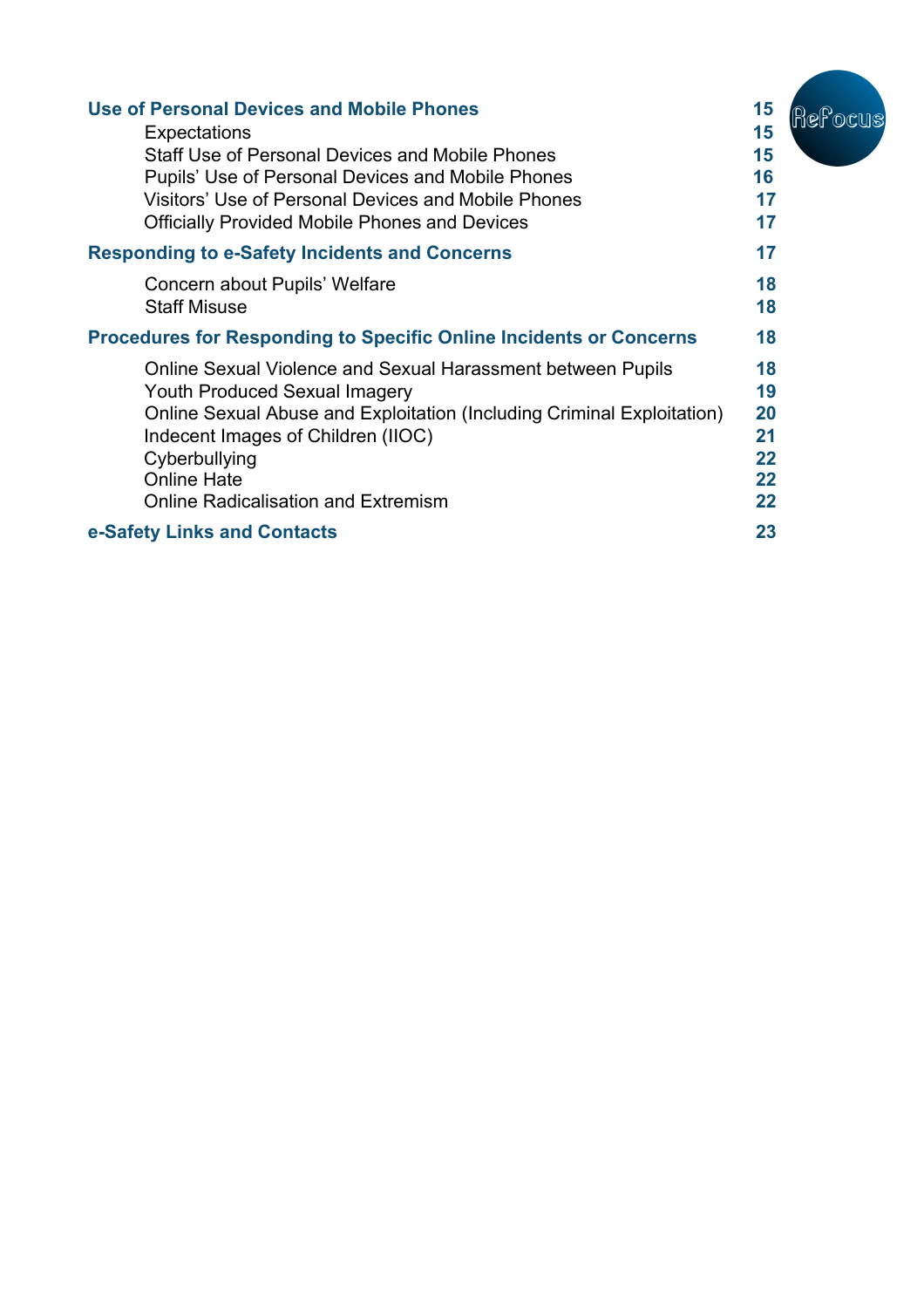| | |
|---|---|
| **Use of Personal Devices and Mobile Phones** | **15** |
| Expectations | **15** |
| Staff Use of Personal Devices and Mobile Phones | **15** |
| Pupils' Use of Personal Devices and Mobile Phones | **16** |
| Visitors' Use of Personal Devices and Mobile Phones | **17** |
| Officially Provided Mobile Phones and Devices | **17** |
| **Responding to e-Safety Incidents and Concerns** | **17** |
| Concern about Pupils' Welfare | **18** |
| Staff Misuse | **18** |
| **Procedures for Responding to Specific Online Incidents or Concerns** | **18** |
| Online Sexual Violence and Sexual Harassment between Pupils | **18** |
| Youth Produced Sexual Imagery | **19** |
| Online Sexual Abuse and Exploitation (Including Criminal Exploitation) | **20** |
| Indecent Images of Children (IIOC) | **21** |
| Cyberbullying | **22** |
| Online Hate | **22** |
| Online Radicalisation and Extremism | **22** |
| **e-Safety Links and Contacts** | **23** |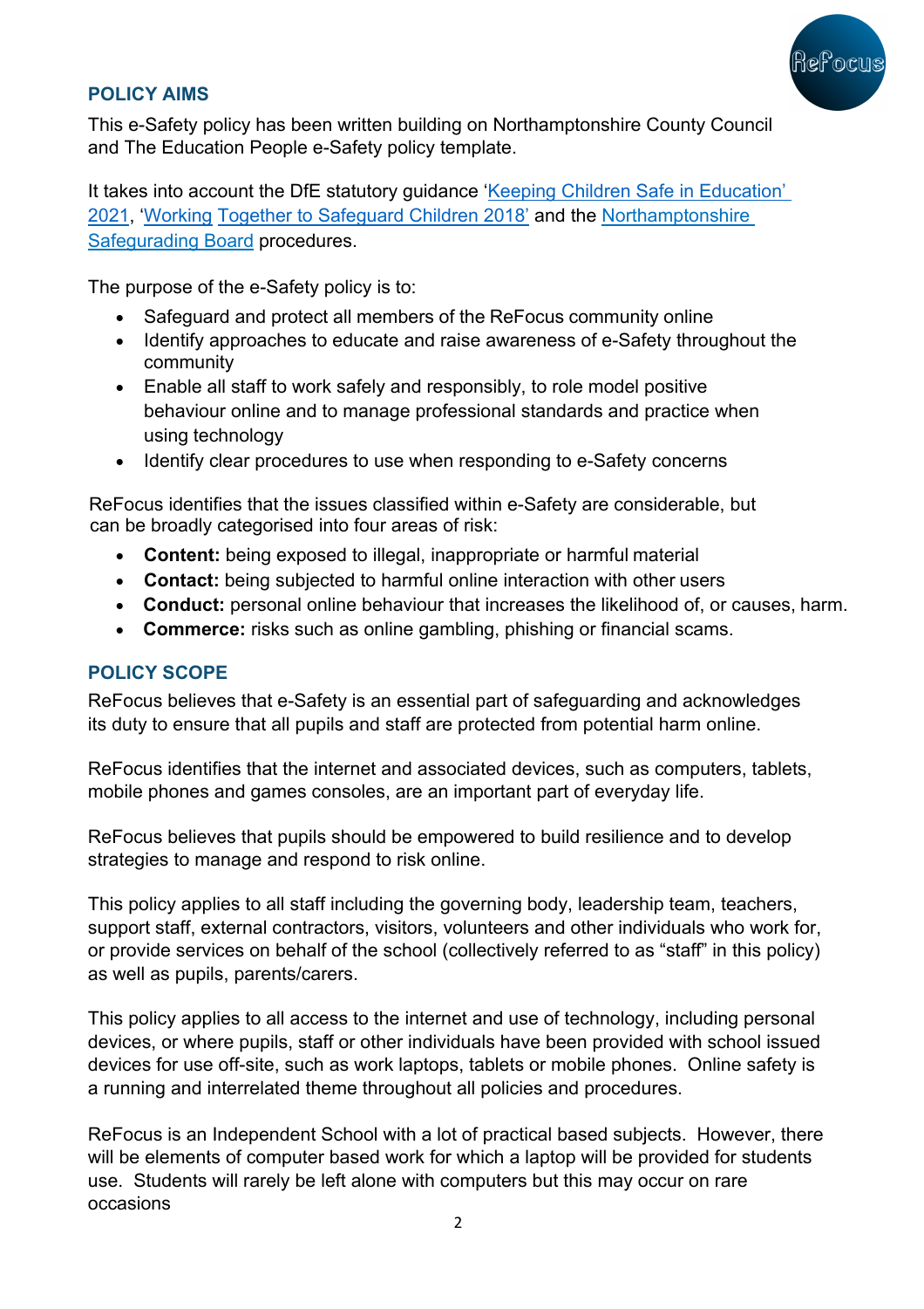## POLICY AIMS

This e-Safety policy has been written building on Northamptonshire County Council and The Education People e-Safety policy template.

It takes into account the DfE statutory guidance 'Keeping Children Safe in Education' 2021, 'Working Together to Safeguard Children 2018' and the Northamptonshire Safegurading Board procedures.

The purpose of the e-Safety policy is to:

- Safeguard and protect all members of the ReFocus community online
- Identify approaches to educate and raise awareness of e-Safety throughout the community
- Enable all staff to work safely and responsibly, to role model positive behaviour online and to manage professional standards and practice when using technology
- Identify clear procedures to use when responding to e-Safety concerns

ReFocus identifies that the issues classified within e-Safety are considerable, but can be broadly categorised into four areas of risk:

- **Content:** being exposed to illegal, inappropriate or harmful material
- **Contact:** being subjected to harmful online interaction with other users
- **Conduct:** personal online behaviour that increases the likelihood of, or causes, harm.
- **Commerce:** risks such as online gambling, phishing or financial scams.

## POLICY SCOPE

ReFocus believes that e-Safety is an essential part of safeguarding and acknowledges its duty to ensure that all pupils and staff are protected from potential harm online.

ReFocus identifies that the internet and associated devices, such as computers, tablets, mobile phones and games consoles, are an important part of everyday life.

ReFocus believes that pupils should be empowered to build resilience and to develop strategies to manage and respond to risk online.

This policy applies to all staff including the governing body, leadership team, teachers, support staff, external contractors, visitors, volunteers and other individuals who work for, or provide services on behalf of the school (collectively referred to as "staff" in this policy) as well as pupils, parents/carers.

This policy applies to all access to the internet and use of technology, including personal devices, or where pupils, staff or other individuals have been provided with school issued devices for use off-site, such as work laptops, tablets or mobile phones. Online safety is a running and interrelated theme throughout all policies and procedures.

ReFocus is an Independent School with a lot of practical based subjects. However, there will be elements of computer based work for which a laptop will be provided for students use. Students will rarely be left alone with computers but this may occur on rare occasions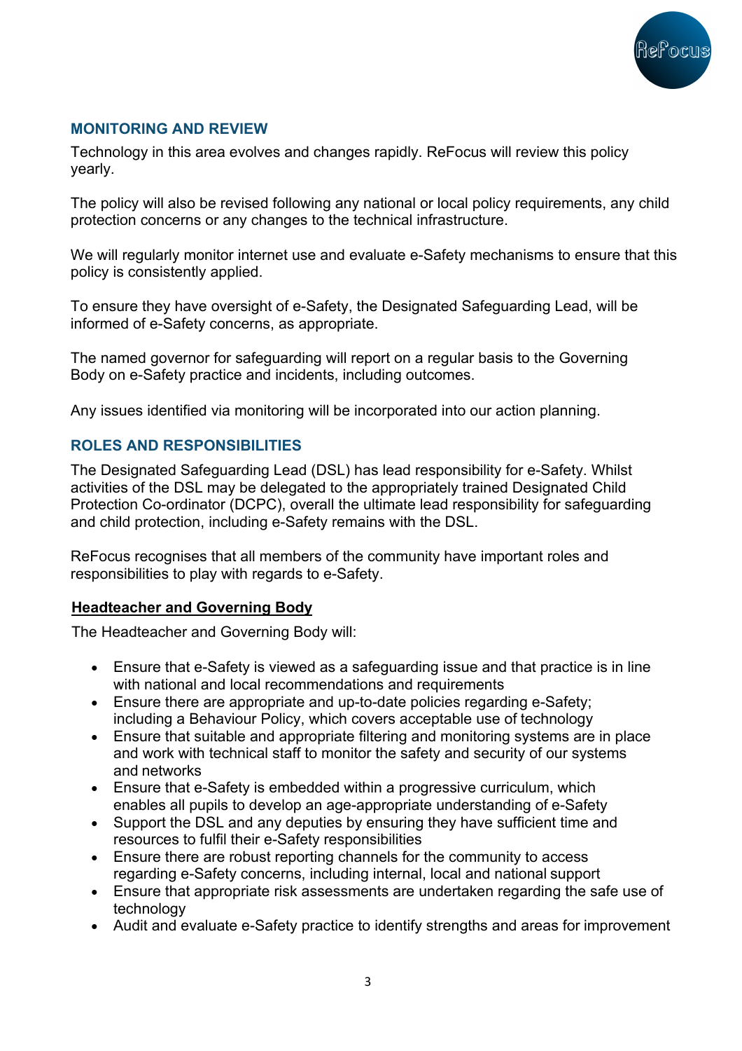## MONITORING AND REVIEW

Technology in this area evolves and changes rapidly. ReFocus will review this policy yearly.

The policy will also be revised following any national or local policy requirements, any child protection concerns or any changes to the technical infrastructure.

We will regularly monitor internet use and evaluate e-Safety mechanisms to ensure that this policy is consistently applied.

To ensure they have oversight of e-Safety, the Designated Safeguarding Lead, will be informed of e-Safety concerns, as appropriate.

The named governor for safeguarding will report on a regular basis to the Governing Body on e-Safety practice and incidents, including outcomes.

Any issues identified via monitoring will be incorporated into our action planning.

## ROLES AND RESPONSIBILITIES

The Designated Safeguarding Lead (DSL) has lead responsibility for e-Safety. Whilst activities of the DSL may be delegated to the appropriately trained Designated Child Protection Co-ordinator (DCPC), overall the ultimate lead responsibility for safeguarding and child protection, including e-Safety remains with the DSL.

ReFocus recognises that all members of the community have important roles and responsibilities to play with regards to e-Safety.

### Headteacher and Governing Body

The Headteacher and Governing Body will:

- Ensure that e-Safety is viewed as a safeguarding issue and that practice is in line with national and local recommendations and requirements
- Ensure there are appropriate and up-to-date policies regarding e-Safety; including a Behaviour Policy, which covers acceptable use of technology
- Ensure that suitable and appropriate filtering and monitoring systems are in place and work with technical staff to monitor the safety and security of our systems and networks
- Ensure that e-Safety is embedded within a progressive curriculum, which enables all pupils to develop an age-appropriate understanding of e-Safety
- Support the DSL and any deputies by ensuring they have sufficient time and resources to fulfil their e-Safety responsibilities
- Ensure there are robust reporting channels for the community to access regarding e-Safety concerns, including internal, local and national support
- Ensure that appropriate risk assessments are undertaken regarding the safe use of technology
- Audit and evaluate e-Safety practice to identify strengths and areas for improvement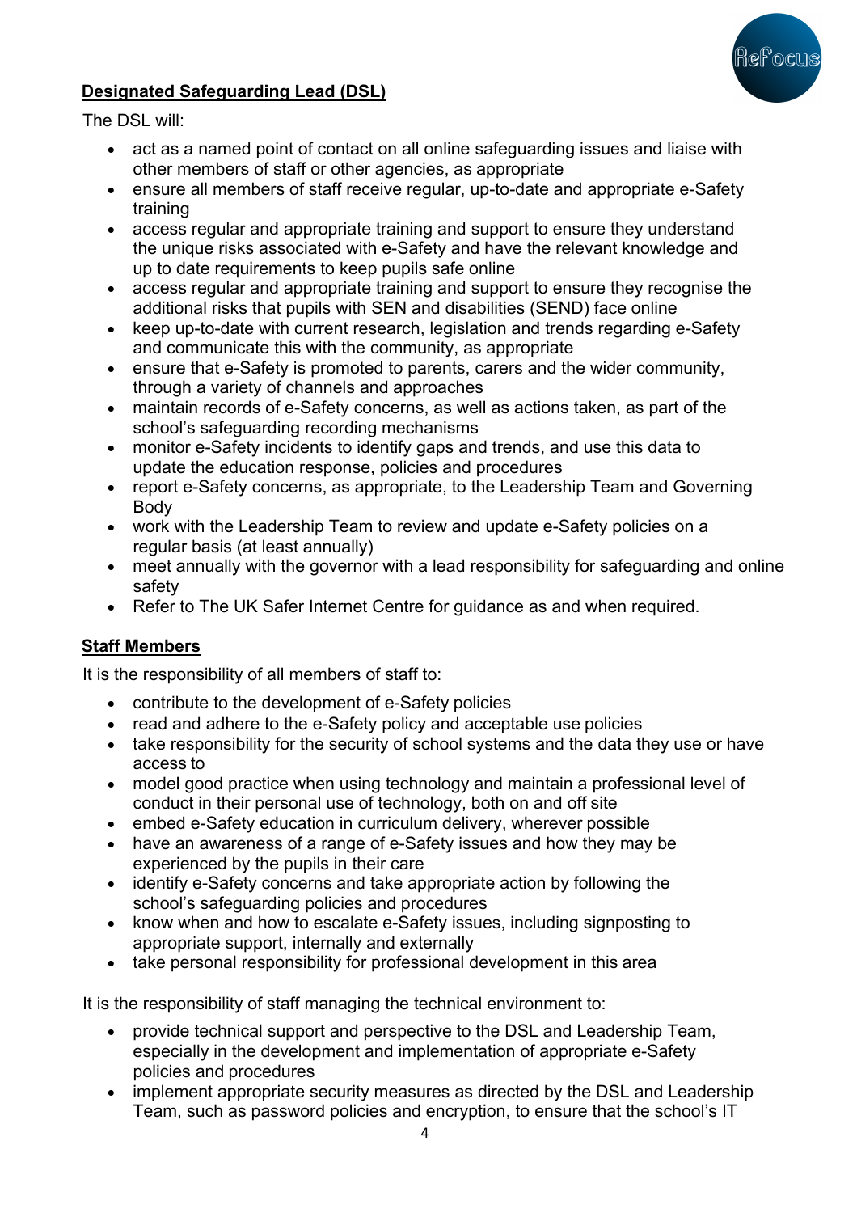**Designated Safeguarding Lead (DSL)**

The DSL will:

- act as a named point of contact on all online safeguarding issues and liaise with other members of staff or other agencies, as appropriate
- ensure all members of staff receive regular, up-to-date and appropriate e-Safety training
- access regular and appropriate training and support to ensure they understand the unique risks associated with e-Safety and have the relevant knowledge and up to date requirements to keep pupils safe online
- access regular and appropriate training and support to ensure they recognise the additional risks that pupils with SEN and disabilities (SEND) face online
- keep up-to-date with current research, legislation and trends regarding e-Safety and communicate this with the community, as appropriate
- ensure that e-Safety is promoted to parents, carers and the wider community, through a variety of channels and approaches
- maintain records of e-Safety concerns, as well as actions taken, as part of the school's safeguarding recording mechanisms
- monitor e-Safety incidents to identify gaps and trends, and use this data to update the education response, policies and procedures
- report e-Safety concerns, as appropriate, to the Leadership Team and Governing Body
- work with the Leadership Team to review and update e-Safety policies on a regular basis (at least annually)
- meet annually with the governor with a lead responsibility for safeguarding and online safety
- Refer to The UK Safer Internet Centre for guidance as and when required.

**Staff Members**

It is the responsibility of all members of staff to:

- contribute to the development of e-Safety policies
- read and adhere to the e-Safety policy and acceptable use policies
- take responsibility for the security of school systems and the data they use or have access to
- model good practice when using technology and maintain a professional level of conduct in their personal use of technology, both on and off site
- embed e-Safety education in curriculum delivery, wherever possible
- have an awareness of a range of e-Safety issues and how they may be experienced by the pupils in their care
- identify e-Safety concerns and take appropriate action by following the school's safeguarding policies and procedures
- know when and how to escalate e-Safety issues, including signposting to appropriate support, internally and externally
- take personal responsibility for professional development in this area

It is the responsibility of staff managing the technical environment to:

- provide technical support and perspective to the DSL and Leadership Team, especially in the development and implementation of appropriate e-Safety policies and procedures
- implement appropriate security measures as directed by the DSL and Leadership Team, such as password policies and encryption, to ensure that the school's IT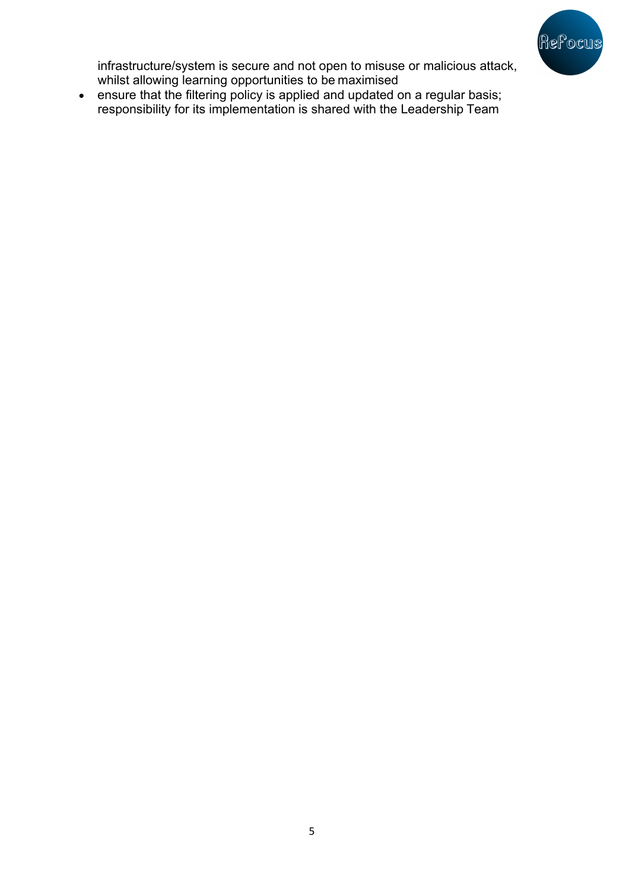infrastructure/system is secure and not open to misuse or malicious attack, whilst allowing learning opportunities to be maximised

- ensure that the filtering policy is applied and updated on a regular basis; responsibility for its implementation is shared with the Leadership Team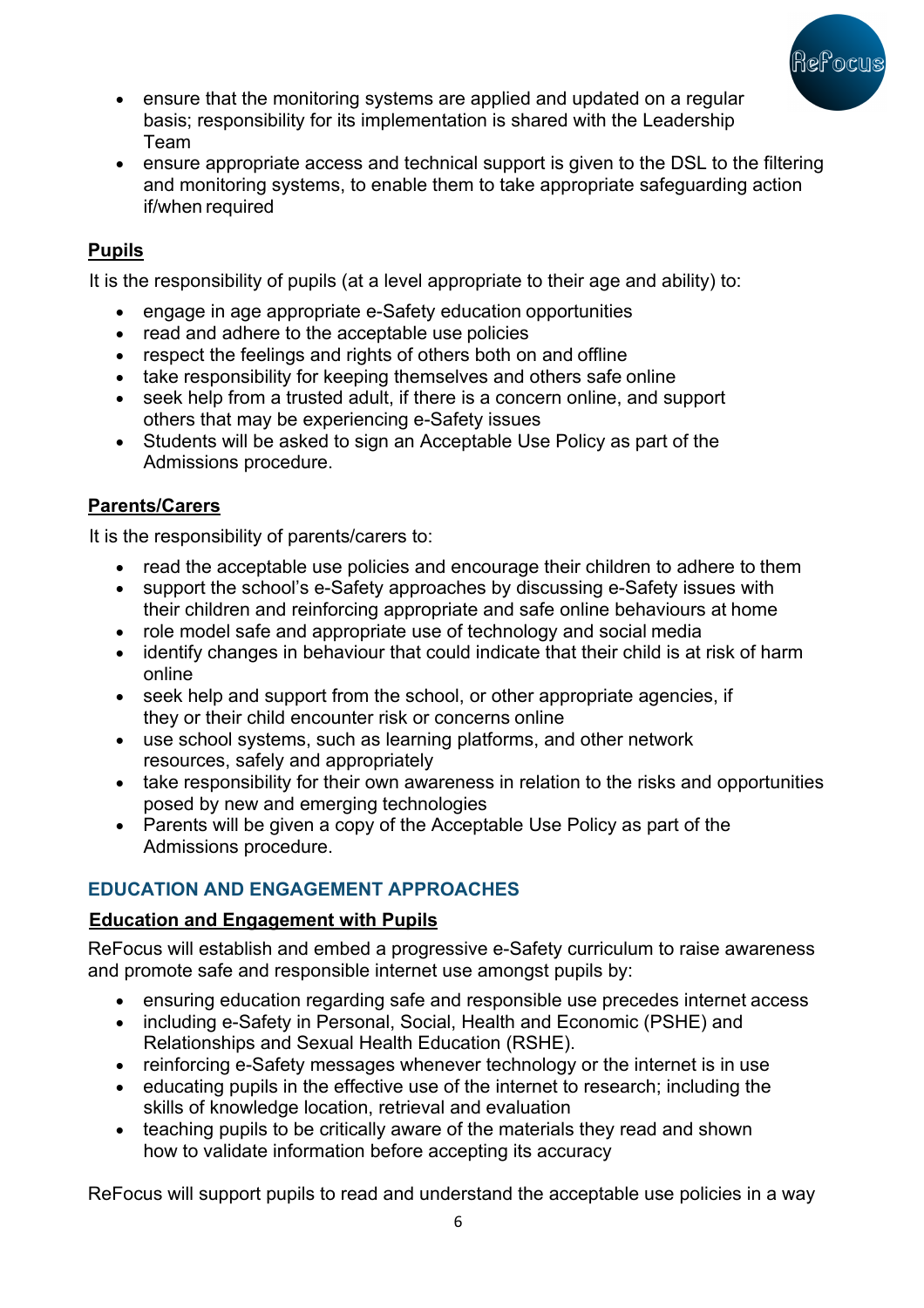- ensure that the monitoring systems are applied and updated on a regular basis; responsibility for its implementation is shared with the Leadership Team
- ensure appropriate access and technical support is given to the DSL to the filtering and monitoring systems, to enable them to take appropriate safeguarding action if/when required

**Pupils**

It is the responsibility of pupils (at a level appropriate to their age and ability) to:

- engage in age appropriate e-Safety education opportunities
- read and adhere to the acceptable use policies
- respect the feelings and rights of others both on and offline
- take responsibility for keeping themselves and others safe online
- seek help from a trusted adult, if there is a concern online, and support others that may be experiencing e-Safety issues
- Students will be asked to sign an Acceptable Use Policy as part of the Admissions procedure.

**Parents/Carers**

It is the responsibility of parents/carers to:

- read the acceptable use policies and encourage their children to adhere to them
- support the school's e-Safety approaches by discussing e-Safety issues with their children and reinforcing appropriate and safe online behaviours at home
- role model safe and appropriate use of technology and social media
- identify changes in behaviour that could indicate that their child is at risk of harm online
- seek help and support from the school, or other appropriate agencies, if they or their child encounter risk or concerns online
- use school systems, such as learning platforms, and other network resources, safely and appropriately
- take responsibility for their own awareness in relation to the risks and opportunities posed by new and emerging technologies
- Parents will be given a copy of the Acceptable Use Policy as part of the Admissions procedure.

## EDUCATION AND ENGAGEMENT APPROACHES

**Education and Engagement with Pupils**

ReFocus will establish and embed a progressive e-Safety curriculum to raise awareness and promote safe and responsible internet use amongst pupils by:

- ensuring education regarding safe and responsible use precedes internet access
- including e-Safety in Personal, Social, Health and Economic (PSHE) and Relationships and Sexual Health Education (RSHE).
- reinforcing e-Safety messages whenever technology or the internet is in use
- educating pupils in the effective use of the internet to research; including the skills of knowledge location, retrieval and evaluation
- teaching pupils to be critically aware of the materials they read and shown how to validate information before accepting its accuracy

ReFocus will support pupils to read and understand the acceptable use policies in a way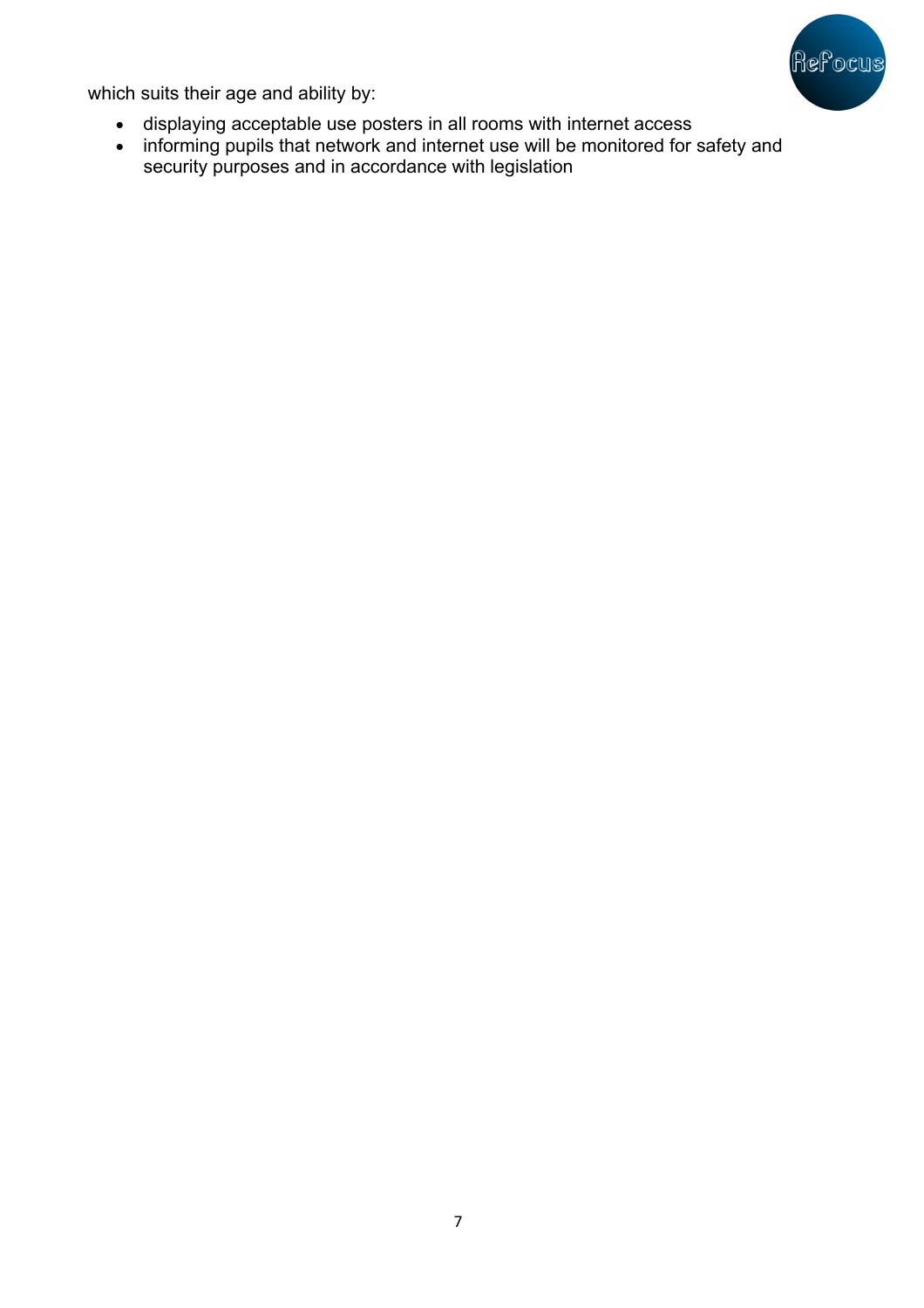which suits their age and ability by:

- displaying acceptable use posters in all rooms with internet access
- informing pupils that network and internet use will be monitored for safety and security purposes and in accordance with legislation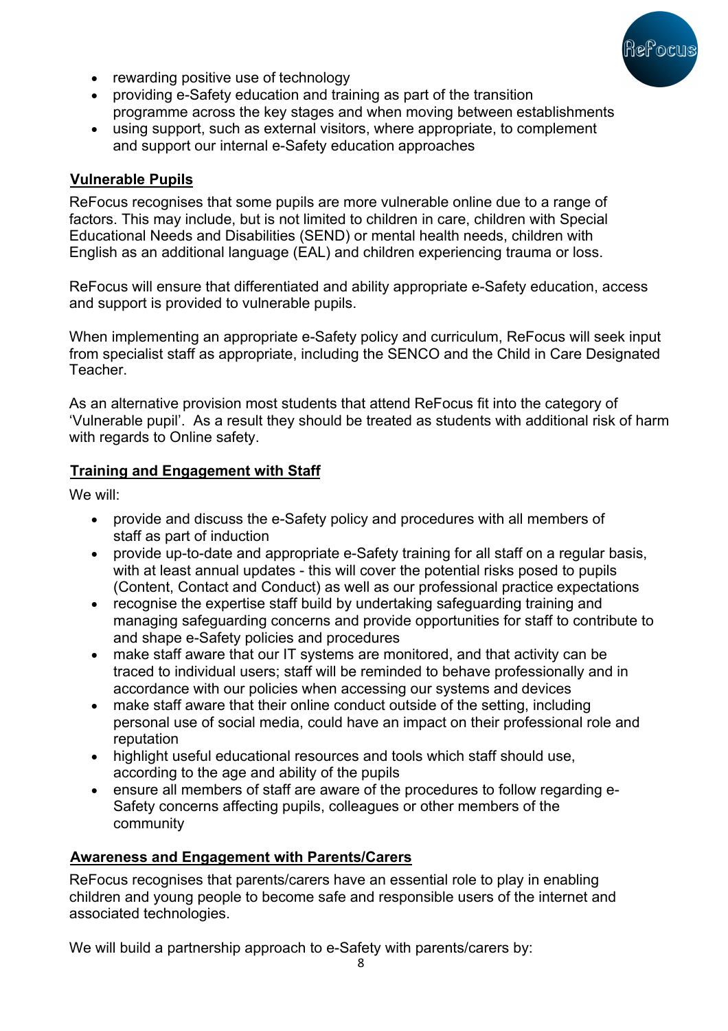- rewarding positive use of technology
- providing e-Safety education and training as part of the transition programme across the key stages and when moving between establishments
- using support, such as external visitors, where appropriate, to complement and support our internal e-Safety education approaches

## Vulnerable Pupils

ReFocus recognises that some pupils are more vulnerable online due to a range of factors. This may include, but is not limited to children in care, children with Special Educational Needs and Disabilities (SEND) or mental health needs, children with English as an additional language (EAL) and children experiencing trauma or loss.

ReFocus will ensure that differentiated and ability appropriate e-Safety education, access and support is provided to vulnerable pupils.

When implementing an appropriate e-Safety policy and curriculum, ReFocus will seek input from specialist staff as appropriate, including the SENCO and the Child in Care Designated Teacher.

As an alternative provision most students that attend ReFocus fit into the category of 'Vulnerable pupil'. As a result they should be treated as students with additional risk of harm with regards to Online safety.

## Training and Engagement with Staff

We will:

- provide and discuss the e-Safety policy and procedures with all members of staff as part of induction
- provide up-to-date and appropriate e-Safety training for all staff on a regular basis, with at least annual updates - this will cover the potential risks posed to pupils (Content, Contact and Conduct) as well as our professional practice expectations
- recognise the expertise staff build by undertaking safeguarding training and managing safeguarding concerns and provide opportunities for staff to contribute to and shape e-Safety policies and procedures
- make staff aware that our IT systems are monitored, and that activity can be traced to individual users; staff will be reminded to behave professionally and in accordance with our policies when accessing our systems and devices
- make staff aware that their online conduct outside of the setting, including personal use of social media, could have an impact on their professional role and reputation
- highlight useful educational resources and tools which staff should use, according to the age and ability of the pupils
- ensure all members of staff are aware of the procedures to follow regarding e-Safety concerns affecting pupils, colleagues or other members of the community

## Awareness and Engagement with Parents/Carers

ReFocus recognises that parents/carers have an essential role to play in enabling children and young people to become safe and responsible users of the internet and associated technologies.

We will build a partnership approach to e-Safety with parents/carers by: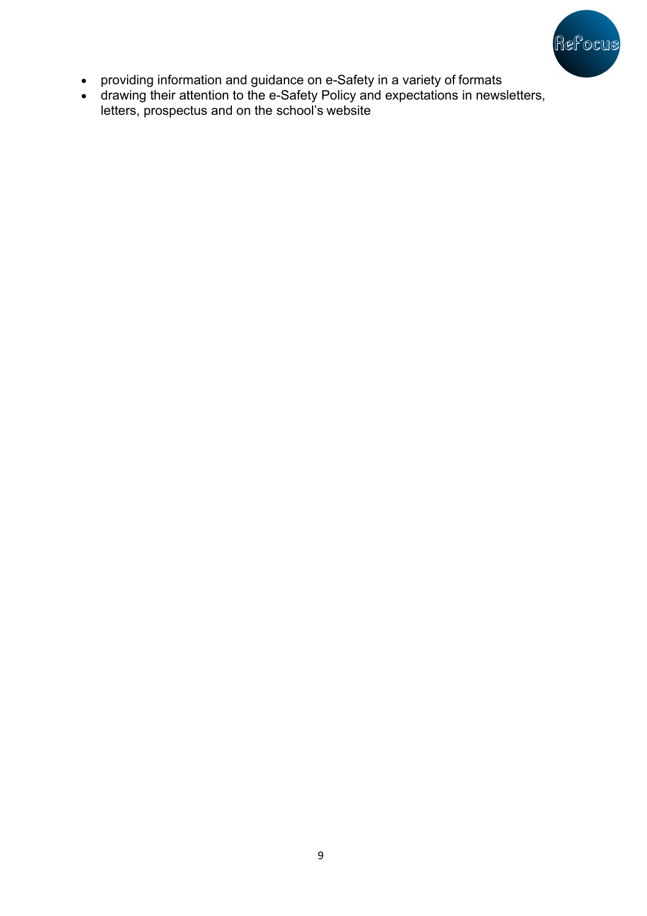- providing information and guidance on e-Safety in a variety of formats
- drawing their attention to the e-Safety Policy and expectations in newsletters, letters, prospectus and on the school's website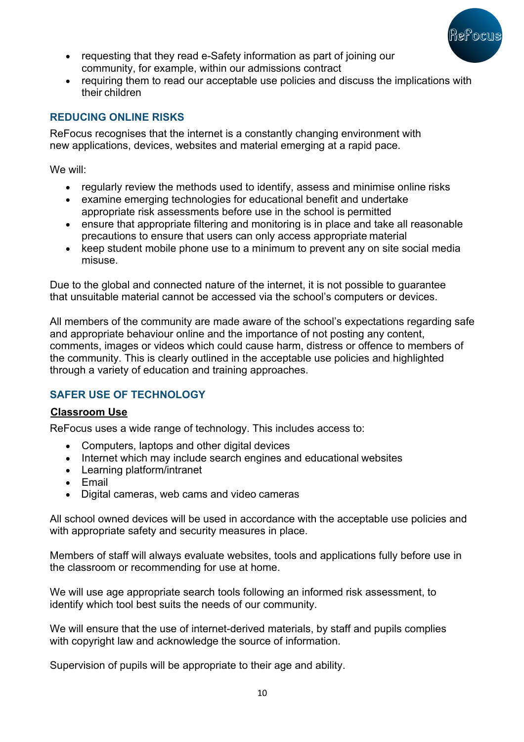- requesting that they read e-Safety information as part of joining our community, for example, within our admissions contract
- requiring them to read our acceptable use policies and discuss the implications with their children

## REDUCING ONLINE RISKS

ReFocus recognises that the internet is a constantly changing environment with new applications, devices, websites and material emerging at a rapid pace.

We will:

- regularly review the methods used to identify, assess and minimise online risks
- examine emerging technologies for educational benefit and undertake appropriate risk assessments before use in the school is permitted
- ensure that appropriate filtering and monitoring is in place and take all reasonable precautions to ensure that users can only access appropriate material
- keep student mobile phone use to a minimum to prevent any on site social media misuse.

Due to the global and connected nature of the internet, it is not possible to guarantee that unsuitable material cannot be accessed via the school's computers or devices.

All members of the community are made aware of the school's expectations regarding safe and appropriate behaviour online and the importance of not posting any content, comments, images or videos which could cause harm, distress or offence to members of the community. This is clearly outlined in the acceptable use policies and highlighted through a variety of education and training approaches.

## SAFER USE OF TECHNOLOGY

### Classroom Use

ReFocus uses a wide range of technology. This includes access to:

- Computers, laptops and other digital devices
- Internet which may include search engines and educational websites
- Learning platform/intranet
- Email
- Digital cameras, web cams and video cameras

All school owned devices will be used in accordance with the acceptable use policies and with appropriate safety and security measures in place.

Members of staff will always evaluate websites, tools and applications fully before use in the classroom or recommending for use at home.

We will use age appropriate search tools following an informed risk assessment, to identify which tool best suits the needs of our community.

We will ensure that the use of internet-derived materials, by staff and pupils complies with copyright law and acknowledge the source of information.

Supervision of pupils will be appropriate to their age and ability.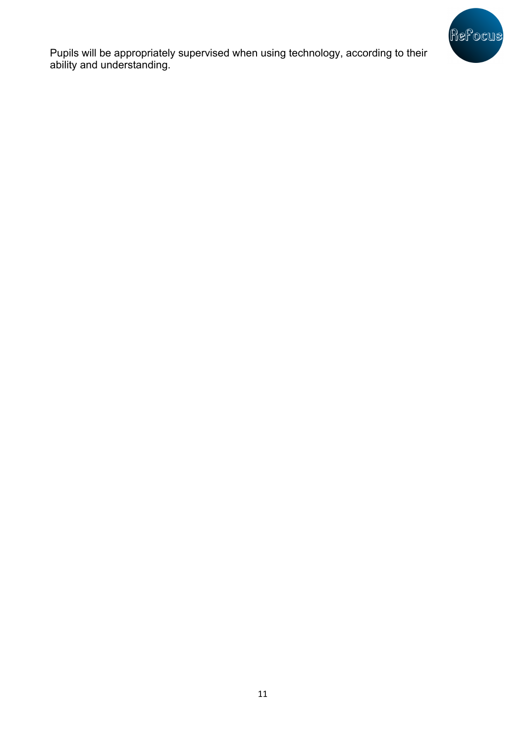Pupils will be appropriately supervised when using technology, according to their ability and understanding.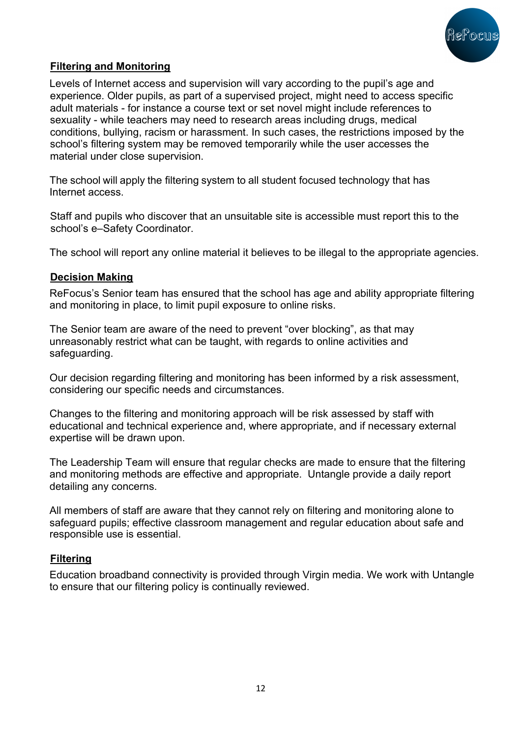## Filtering and Monitoring

Levels of Internet access and supervision will vary according to the pupil's age and experience. Older pupils, as part of a supervised project, might need to access specific adult materials - for instance a course text or set novel might include references to sexuality - while teachers may need to research areas including drugs, medical conditions, bullying, racism or harassment. In such cases, the restrictions imposed by the school's filtering system may be removed temporarily while the user accesses the material under close supervision.

The school will apply the filtering system to all student focused technology that has Internet access.

Staff and pupils who discover that an unsuitable site is accessible must report this to the school's e–Safety Coordinator.

The school will report any online material it believes to be illegal to the appropriate agencies.

## Decision Making

ReFocus's Senior team has ensured that the school has age and ability appropriate filtering and monitoring in place, to limit pupil exposure to online risks.

The Senior team are aware of the need to prevent "over blocking", as that may unreasonably restrict what can be taught, with regards to online activities and safeguarding.

Our decision regarding filtering and monitoring has been informed by a risk assessment, considering our specific needs and circumstances.

Changes to the filtering and monitoring approach will be risk assessed by staff with educational and technical experience and, where appropriate, and if necessary external expertise will be drawn upon.

The Leadership Team will ensure that regular checks are made to ensure that the filtering and monitoring methods are effective and appropriate. Untangle provide a daily report detailing any concerns.

All members of staff are aware that they cannot rely on filtering and monitoring alone to safeguard pupils; effective classroom management and regular education about safe and responsible use is essential.

## Filtering

Education broadband connectivity is provided through Virgin media. We work with Untangle to ensure that our filtering policy is continually reviewed.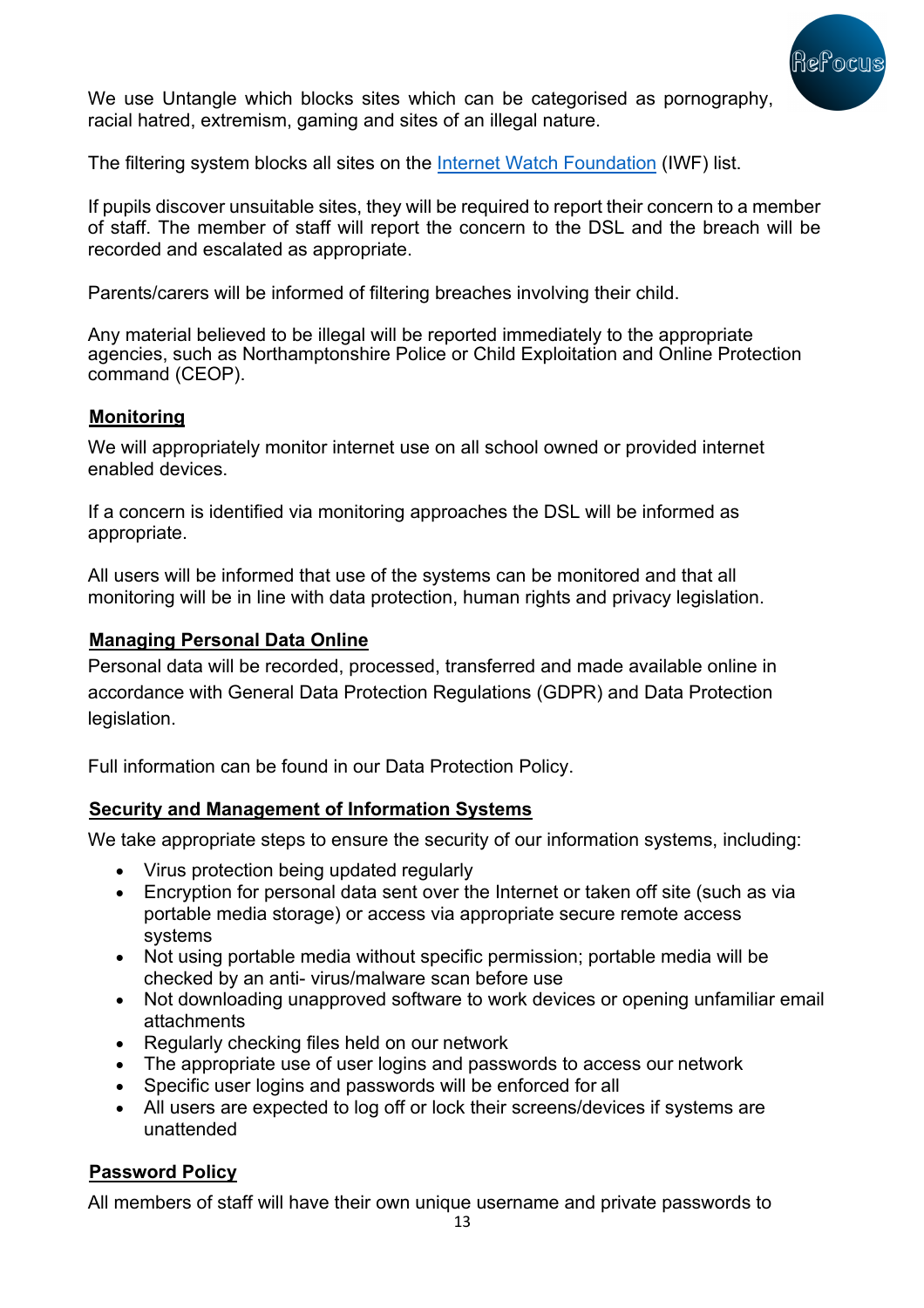We use Untangle which blocks sites which can be categorised as pornography, racial hatred, extremism, gaming and sites of an illegal nature.

The filtering system blocks all sites on the Internet Watch Foundation (IWF) list.

If pupils discover unsuitable sites, they will be required to report their concern to a member of staff. The member of staff will report the concern to the DSL and the breach will be recorded and escalated as appropriate.

Parents/carers will be informed of filtering breaches involving their child.

Any material believed to be illegal will be reported immediately to the appropriate agencies, such as Northamptonshire Police or Child Exploitation and Online Protection command (CEOP).

## Monitoring

We will appropriately monitor internet use on all school owned or provided internet enabled devices.

If a concern is identified via monitoring approaches the DSL will be informed as appropriate.

All users will be informed that use of the systems can be monitored and that all monitoring will be in line with data protection, human rights and privacy legislation.

## Managing Personal Data Online

Personal data will be recorded, processed, transferred and made available online in accordance with General Data Protection Regulations (GDPR) and Data Protection legislation.

Full information can be found in our Data Protection Policy.

## Security and Management of Information Systems

We take appropriate steps to ensure the security of our information systems, including:

- Virus protection being updated regularly
- Encryption for personal data sent over the Internet or taken off site (such as via portable media storage) or access via appropriate secure remote access systems
- Not using portable media without specific permission; portable media will be checked by an anti- virus/malware scan before use
- Not downloading unapproved software to work devices or opening unfamiliar email attachments
- Regularly checking files held on our network
- The appropriate use of user logins and passwords to access our network
- Specific user logins and passwords will be enforced for all
- All users are expected to log off or lock their screens/devices if systems are unattended

## Password Policy

All members of staff will have their own unique username and private passwords to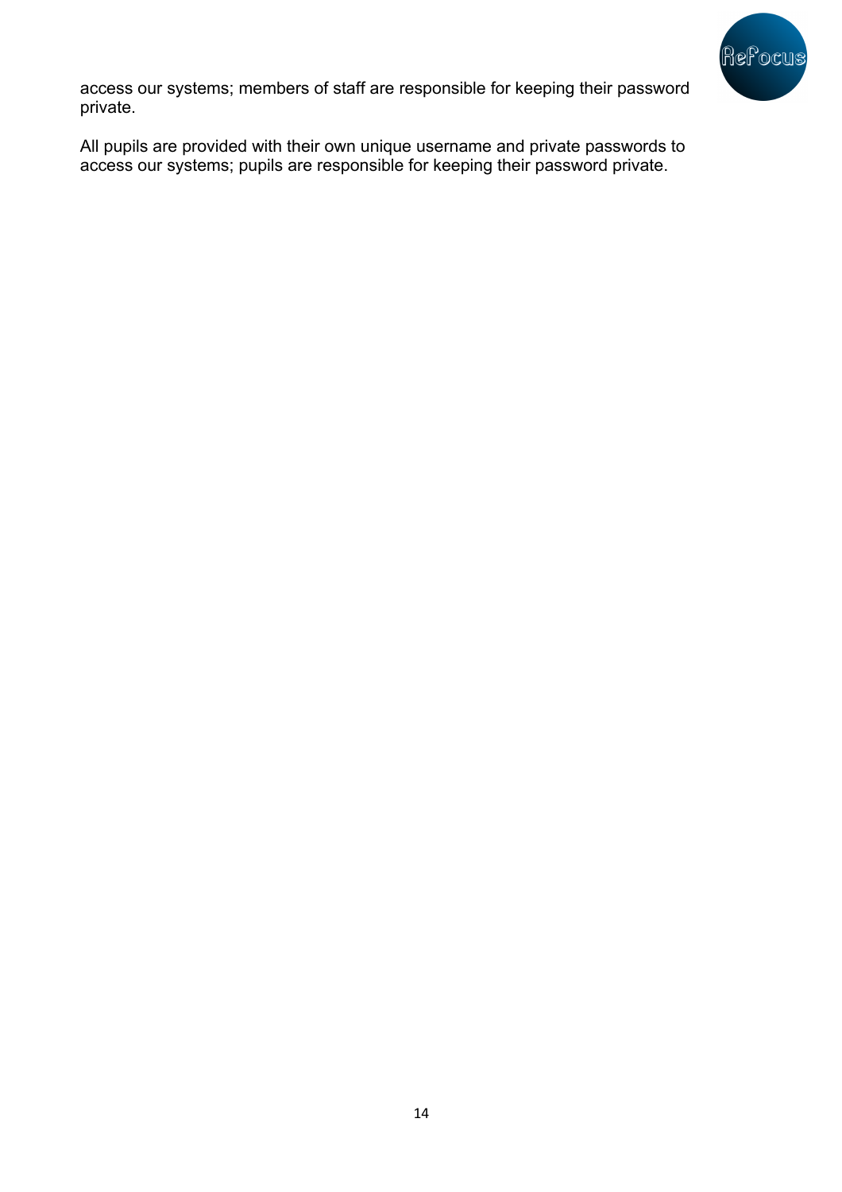access our systems; members of staff are responsible for keeping their password private.

All pupils are provided with their own unique username and private passwords to access our systems; pupils are responsible for keeping their password private.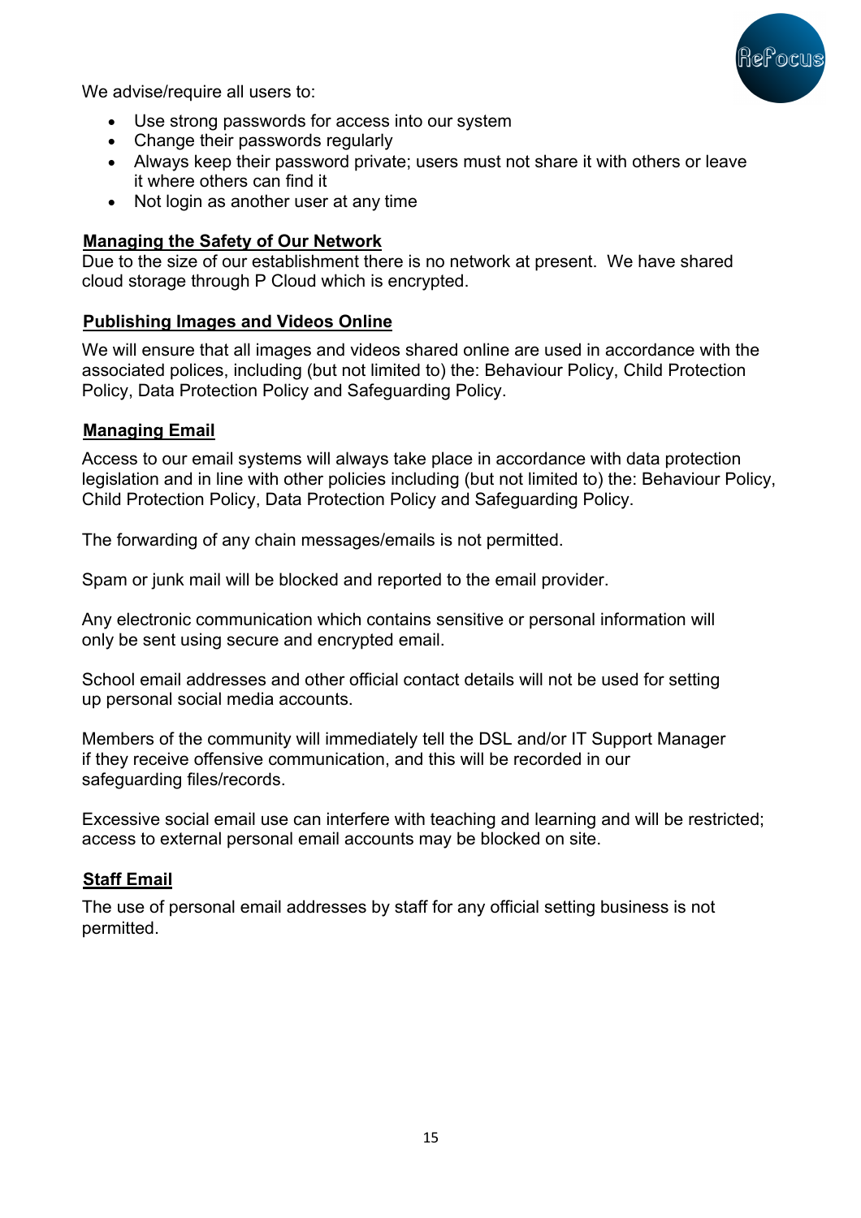We advise/require all users to:

- Use strong passwords for access into our system
- Change their passwords regularly
- Always keep their password private; users must not share it with others or leave it where others can find it
- Not login as another user at any time

**Managing the Safety of Our Network**

Due to the size of our establishment there is no network at present. We have shared cloud storage through P Cloud which is encrypted.

**Publishing Images and Videos Online**

We will ensure that all images and videos shared online are used in accordance with the associated polices, including (but not limited to) the: Behaviour Policy, Child Protection Policy, Data Protection Policy and Safeguarding Policy.

**Managing Email**

Access to our email systems will always take place in accordance with data protection legislation and in line with other policies including (but not limited to) the: Behaviour Policy, Child Protection Policy, Data Protection Policy and Safeguarding Policy.

The forwarding of any chain messages/emails is not permitted.

Spam or junk mail will be blocked and reported to the email provider.

Any electronic communication which contains sensitive or personal information will only be sent using secure and encrypted email.

School email addresses and other official contact details will not be used for setting up personal social media accounts.

Members of the community will immediately tell the DSL and/or IT Support Manager if they receive offensive communication, and this will be recorded in our safeguarding files/records.

Excessive social email use can interfere with teaching and learning and will be restricted; access to external personal email accounts may be blocked on site.

**Staff Email**

The use of personal email addresses by staff for any official setting business is not permitted.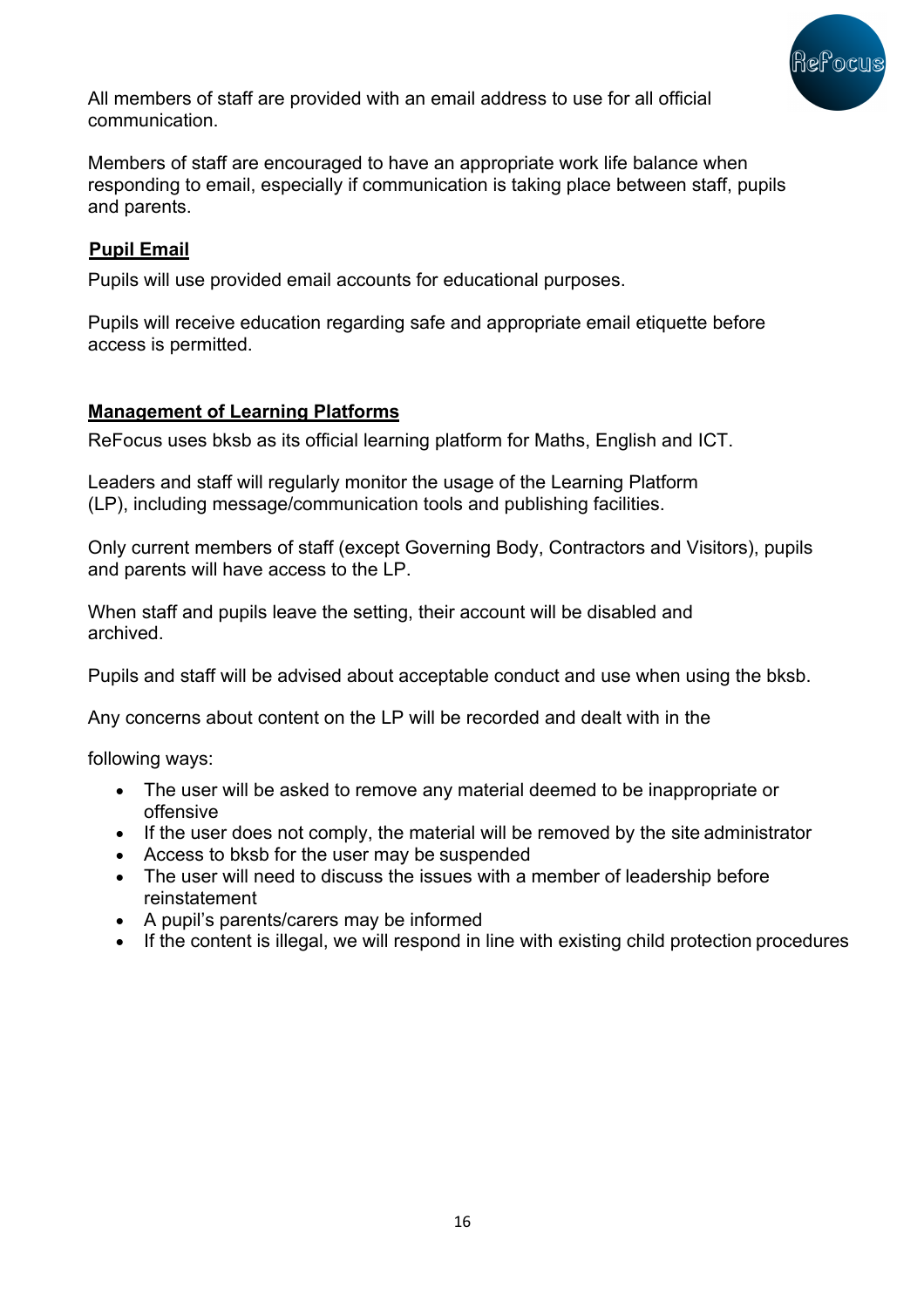All members of staff are provided with an email address to use for all official communication.

Members of staff are encouraged to have an appropriate work life balance when responding to email, especially if communication is taking place between staff, pupils and parents.

## **Pupil Email**

Pupils will use provided email accounts for educational purposes.

Pupils will receive education regarding safe and appropriate email etiquette before access is permitted.

## **Management of Learning Platforms**

ReFocus uses bksb as its official learning platform for Maths, English and ICT.

Leaders and staff will regularly monitor the usage of the Learning Platform (LP), including message/communication tools and publishing facilities.

Only current members of staff (except Governing Body, Contractors and Visitors), pupils and parents will have access to the LP.

When staff and pupils leave the setting, their account will be disabled and archived.

Pupils and staff will be advised about acceptable conduct and use when using the bksb.

Any concerns about content on the LP will be recorded and dealt with in the

following ways:

- The user will be asked to remove any material deemed to be inappropriate or offensive
- If the user does not comply, the material will be removed by the site administrator
- Access to bksb for the user may be suspended
- The user will need to discuss the issues with a member of leadership before reinstatement
- A pupil's parents/carers may be informed
- If the content is illegal, we will respond in line with existing child protection procedures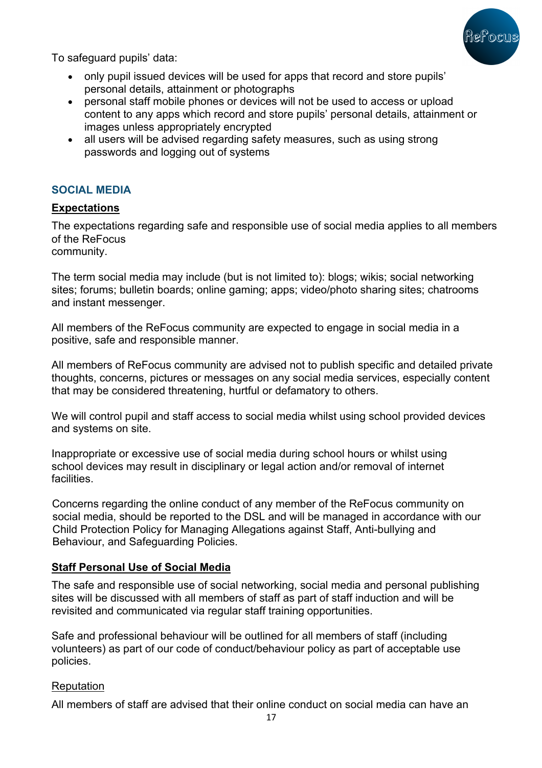To safeguard pupils' data:

- only pupil issued devices will be used for apps that record and store pupils' personal details, attainment or photographs
- personal staff mobile phones or devices will not be used to access or upload content to any apps which record and store pupils' personal details, attainment or images unless appropriately encrypted
- all users will be advised regarding safety measures, such as using strong passwords and logging out of systems

## SOCIAL MEDIA

### Expectations

The expectations regarding safe and responsible use of social media applies to all members of the ReFocus community.

The term social media may include (but is not limited to): blogs; wikis; social networking sites; forums; bulletin boards; online gaming; apps; video/photo sharing sites; chatrooms and instant messenger.

All members of the ReFocus community are expected to engage in social media in a positive, safe and responsible manner.

All members of ReFocus community are advised not to publish specific and detailed private thoughts, concerns, pictures or messages on any social media services, especially content that may be considered threatening, hurtful or defamatory to others.

We will control pupil and staff access to social media whilst using school provided devices and systems on site.

Inappropriate or excessive use of social media during school hours or whilst using school devices may result in disciplinary or legal action and/or removal of internet facilities.

Concerns regarding the online conduct of any member of the ReFocus community on social media, should be reported to the DSL and will be managed in accordance with our Child Protection Policy for Managing Allegations against Staff, Anti-bullying and Behaviour, and Safeguarding Policies.

### Staff Personal Use of Social Media

The safe and responsible use of social networking, social media and personal publishing sites will be discussed with all members of staff as part of staff induction and will be revisited and communicated via regular staff training opportunities.

Safe and professional behaviour will be outlined for all members of staff (including volunteers) as part of our code of conduct/behaviour policy as part of acceptable use policies.

#### Reputation

All members of staff are advised that their online conduct on social media can have an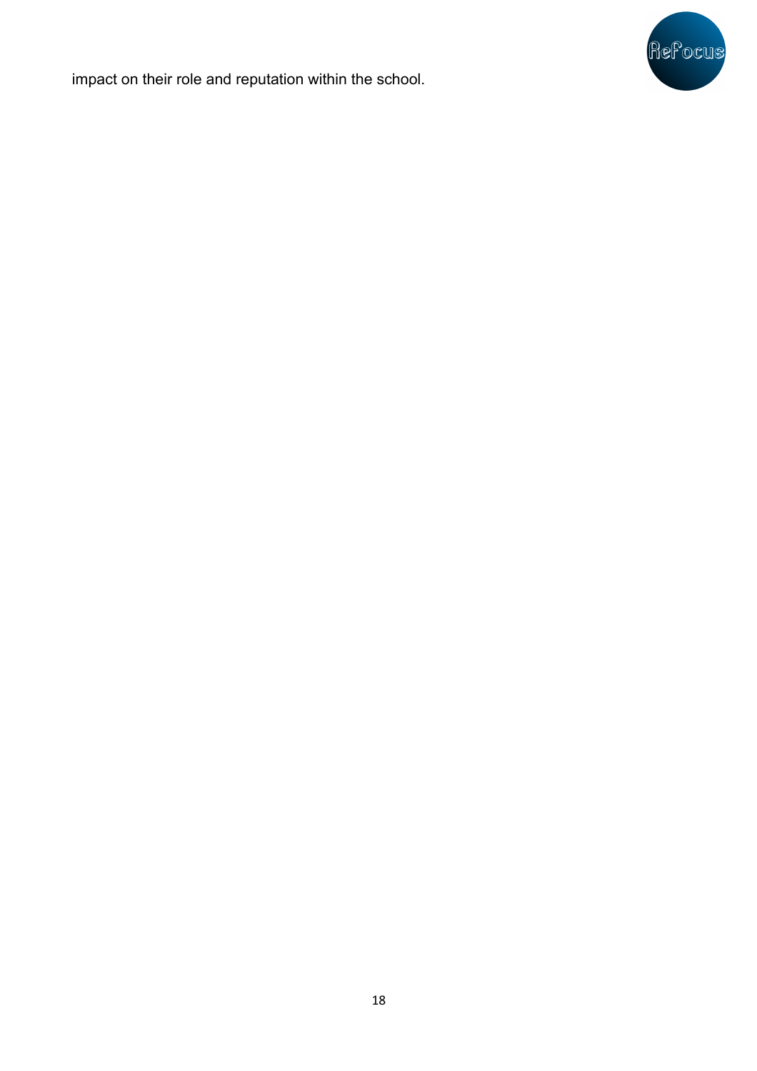impact on their role and reputation within the school.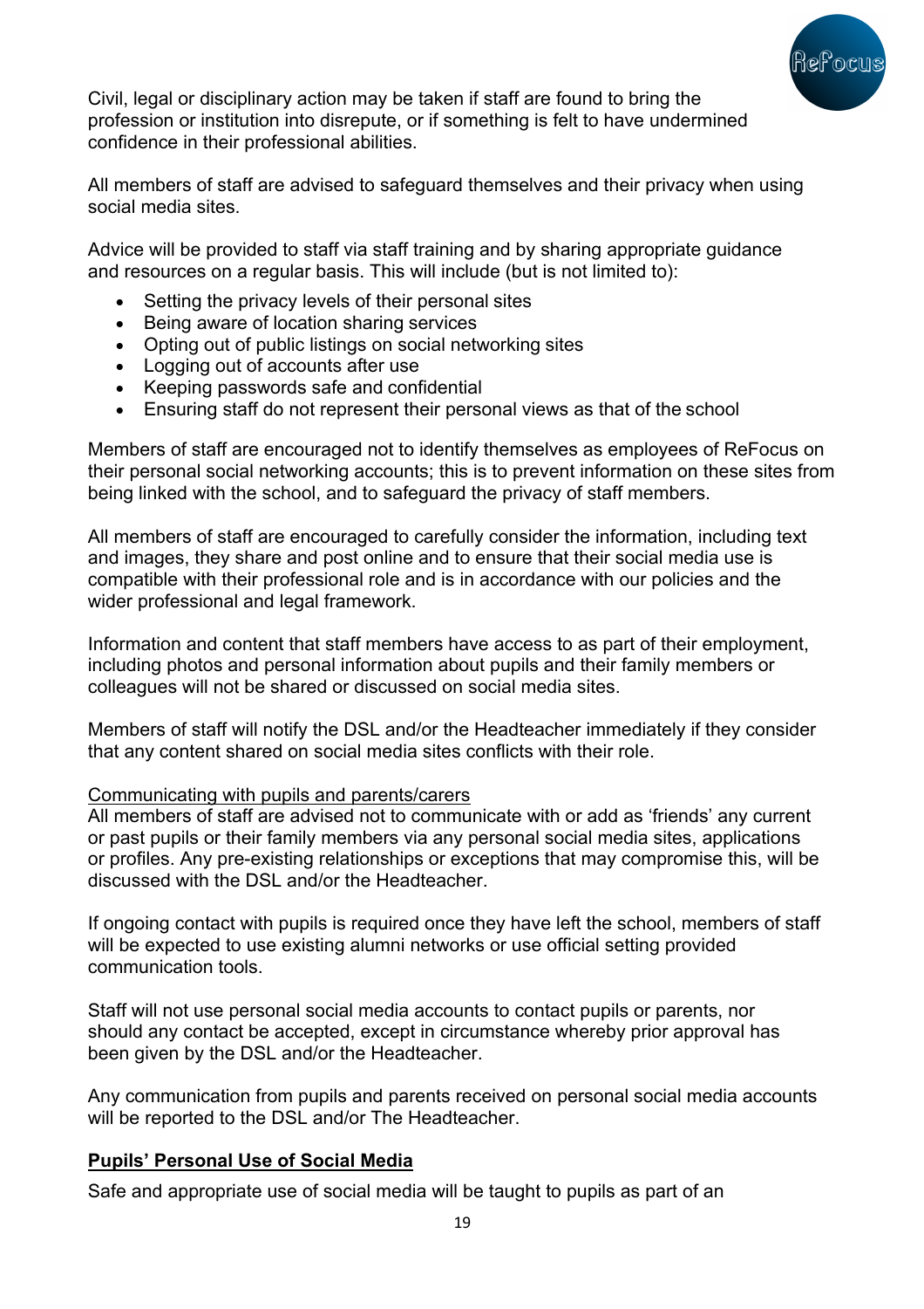Civil, legal or disciplinary action may be taken if staff are found to bring the profession or institution into disrepute, or if something is felt to have undermined confidence in their professional abilities.

All members of staff are advised to safeguard themselves and their privacy when using social media sites.

Advice will be provided to staff via staff training and by sharing appropriate guidance and resources on a regular basis. This will include (but is not limited to):

- Setting the privacy levels of their personal sites
- Being aware of location sharing services
- Opting out of public listings on social networking sites
- Logging out of accounts after use
- Keeping passwords safe and confidential
- Ensuring staff do not represent their personal views as that of the school

Members of staff are encouraged not to identify themselves as employees of ReFocus on their personal social networking accounts; this is to prevent information on these sites from being linked with the school, and to safeguard the privacy of staff members.

All members of staff are encouraged to carefully consider the information, including text and images, they share and post online and to ensure that their social media use is compatible with their professional role and is in accordance with our policies and the wider professional and legal framework.

Information and content that staff members have access to as part of their employment, including photos and personal information about pupils and their family members or colleagues will not be shared or discussed on social media sites.

Members of staff will notify the DSL and/or the Headteacher immediately if they consider that any content shared on social media sites conflicts with their role.

<u>Communicating with pupils and parents/carers</u>
All members of staff are advised not to communicate with or add as 'friends' any current or past pupils or their family members via any personal social media sites, applications or profiles. Any pre-existing relationships or exceptions that may compromise this, will be discussed with the DSL and/or the Headteacher.

If ongoing contact with pupils is required once they have left the school, members of staff will be expected to use existing alumni networks or use official setting provided communication tools.

Staff will not use personal social media accounts to contact pupils or parents, nor should any contact be accepted, except in circumstance whereby prior approval has been given by the DSL and/or the Headteacher.

Any communication from pupils and parents received on personal social media accounts will be reported to the DSL and/or The Headteacher.

**<u>Pupils' Personal Use of Social Media</u>**

Safe and appropriate use of social media will be taught to pupils as part of an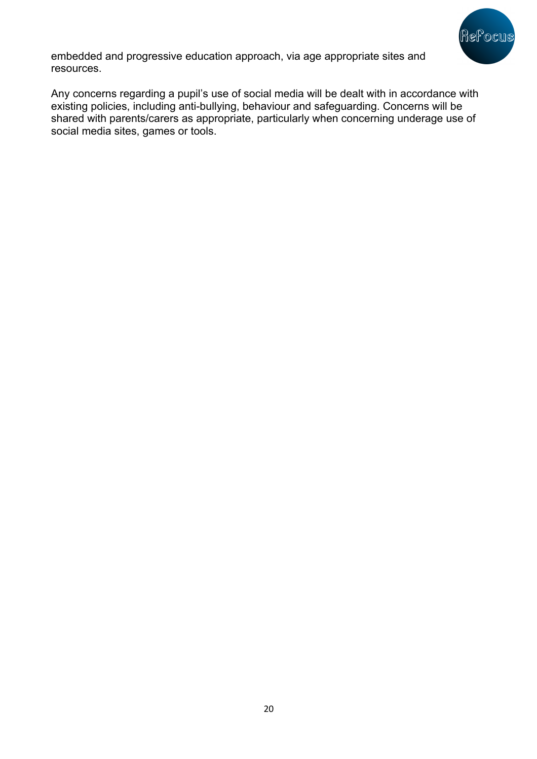embedded and progressive education approach, via age appropriate sites and resources.

Any concerns regarding a pupil's use of social media will be dealt with in accordance with existing policies, including anti-bullying, behaviour and safeguarding. Concerns will be shared with parents/carers as appropriate, particularly when concerning underage use of social media sites, games or tools.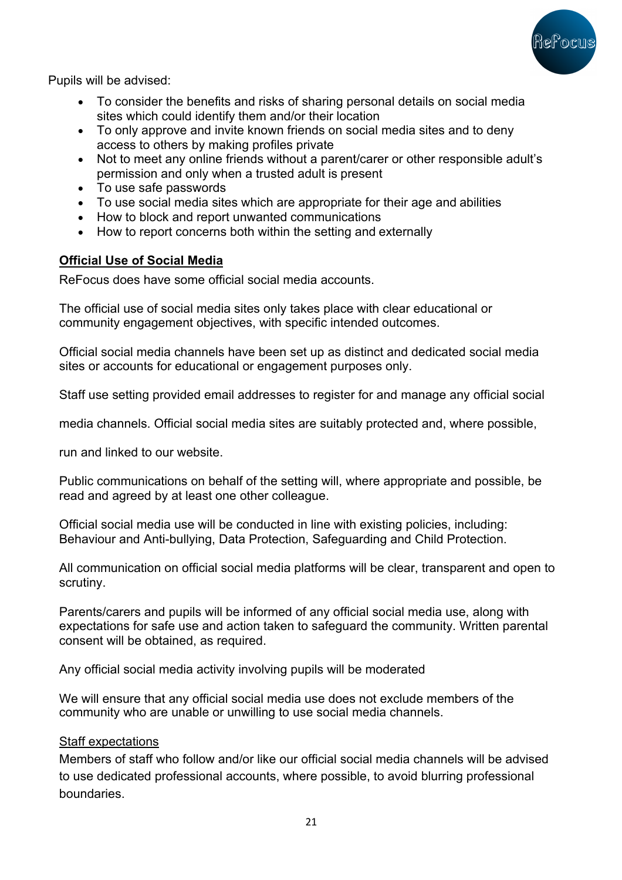Pupils will be advised:

- To consider the benefits and risks of sharing personal details on social media sites which could identify them and/or their location
- To only approve and invite known friends on social media sites and to deny access to others by making profiles private
- Not to meet any online friends without a parent/carer or other responsible adult's permission and only when a trusted adult is present
- To use safe passwords
- To use social media sites which are appropriate for their age and abilities
- How to block and report unwanted communications
- How to report concerns both within the setting and externally

## Official Use of Social Media

ReFocus does have some official social media accounts.

The official use of social media sites only takes place with clear educational or community engagement objectives, with specific intended outcomes.

Official social media channels have been set up as distinct and dedicated social media sites or accounts for educational or engagement purposes only.

Staff use setting provided email addresses to register for and manage any official social media channels. Official social media sites are suitably protected and, where possible, run and linked to our website.

Public communications on behalf of the setting will, where appropriate and possible, be read and agreed by at least one other colleague.

Official social media use will be conducted in line with existing policies, including: Behaviour and Anti-bullying, Data Protection, Safeguarding and Child Protection.

All communication on official social media platforms will be clear, transparent and open to scrutiny.

Parents/carers and pupils will be informed of any official social media use, along with expectations for safe use and action taken to safeguard the community. Written parental consent will be obtained, as required.

Any official social media activity involving pupils will be moderated

We will ensure that any official social media use does not exclude members of the community who are unable or unwilling to use social media channels.

### Staff expectations

Members of staff who follow and/or like our official social media channels will be advised to use dedicated professional accounts, where possible, to avoid blurring professional boundaries.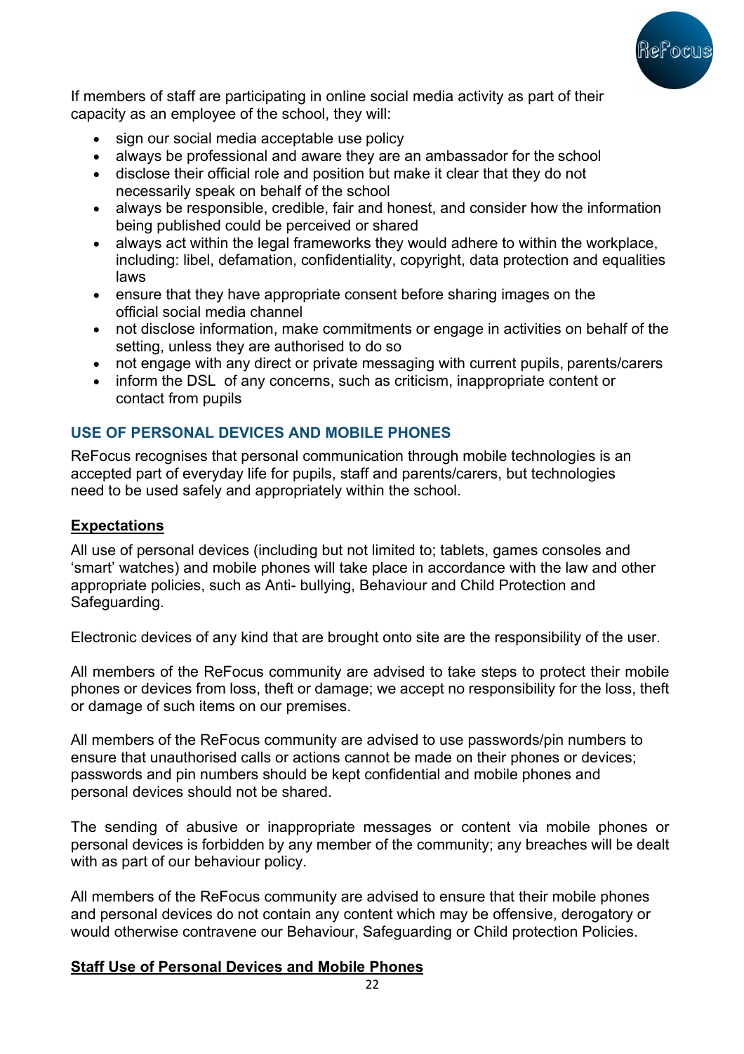If members of staff are participating in online social media activity as part of their capacity as an employee of the school, they will:

- sign our social media acceptable use policy
- always be professional and aware they are an ambassador for the school
- disclose their official role and position but make it clear that they do not necessarily speak on behalf of the school
- always be responsible, credible, fair and honest, and consider how the information being published could be perceived or shared
- always act within the legal frameworks they would adhere to within the workplace, including: libel, defamation, confidentiality, copyright, data protection and equalities laws
- ensure that they have appropriate consent before sharing images on the official social media channel
- not disclose information, make commitments or engage in activities on behalf of the setting, unless they are authorised to do so
- not engage with any direct or private messaging with current pupils, parents/carers
- inform the DSL of any concerns, such as criticism, inappropriate content or contact from pupils

## USE OF PERSONAL DEVICES AND MOBILE PHONES

ReFocus recognises that personal communication through mobile technologies is an accepted part of everyday life for pupils, staff and parents/carers, but technologies need to be used safely and appropriately within the school.

### Expectations

All use of personal devices (including but not limited to; tablets, games consoles and 'smart' watches) and mobile phones will take place in accordance with the law and other appropriate policies, such as Anti- bullying, Behaviour and Child Protection and Safeguarding.

Electronic devices of any kind that are brought onto site are the responsibility of the user.

All members of the ReFocus community are advised to take steps to protect their mobile phones or devices from loss, theft or damage; we accept no responsibility for the loss, theft or damage of such items on our premises.

All members of the ReFocus community are advised to use passwords/pin numbers to ensure that unauthorised calls or actions cannot be made on their phones or devices; passwords and pin numbers should be kept confidential and mobile phones and personal devices should not be shared.

The sending of abusive or inappropriate messages or content via mobile phones or personal devices is forbidden by any member of the community; any breaches will be dealt with as part of our behaviour policy.

All members of the ReFocus community are advised to ensure that their mobile phones and personal devices do not contain any content which may be offensive, derogatory or would otherwise contravene our Behaviour, Safeguarding or Child protection Policies.

### Staff Use of Personal Devices and Mobile Phones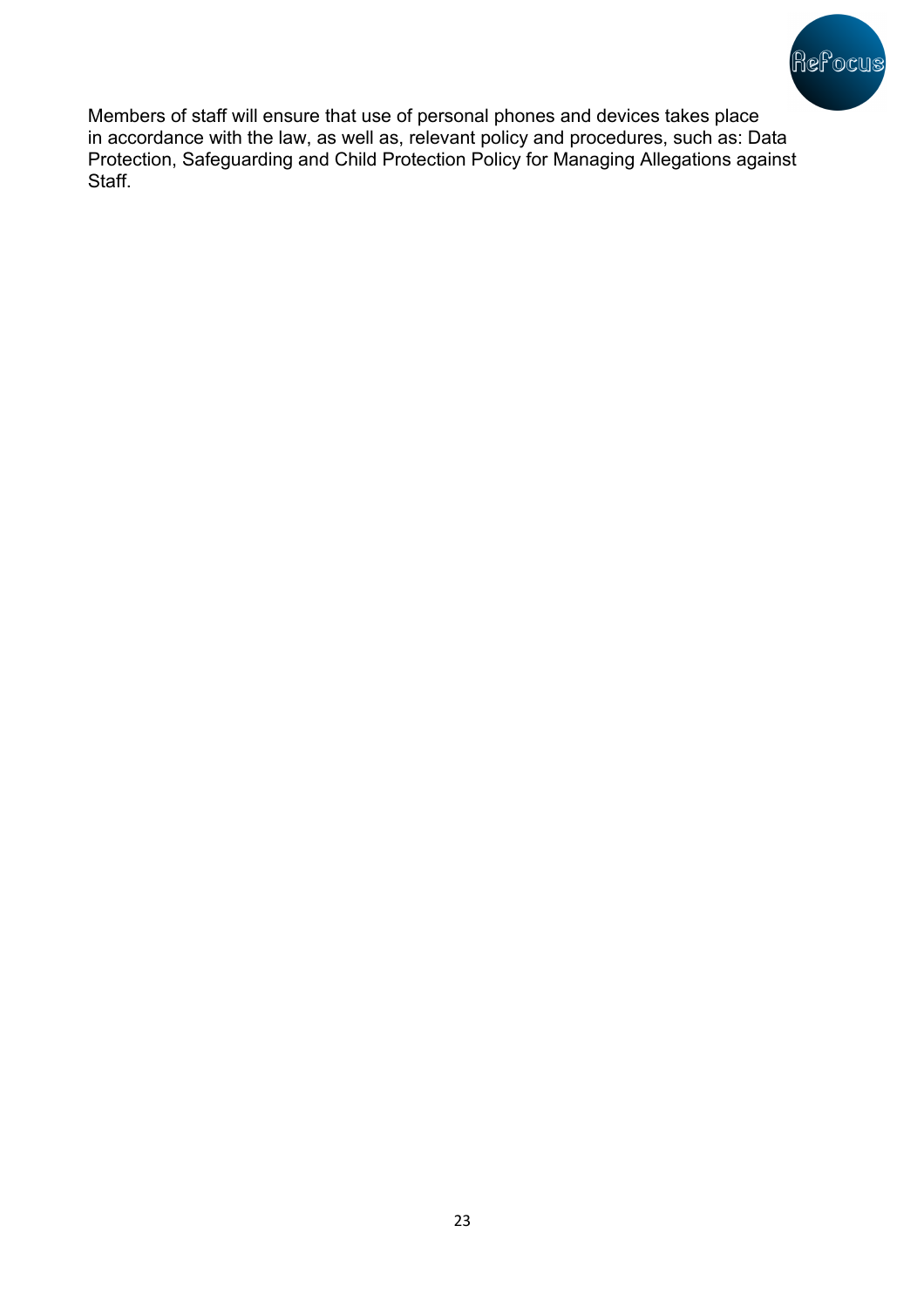Members of staff will ensure that use of personal phones and devices takes place in accordance with the law, as well as, relevant policy and procedures, such as: Data Protection, Safeguarding and Child Protection Policy for Managing Allegations against Staff.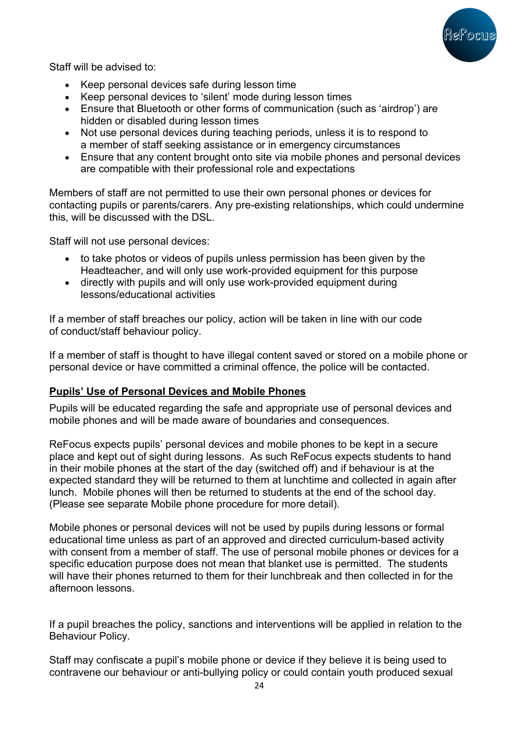Staff will be advised to:

- Keep personal devices safe during lesson time
- Keep personal devices to 'silent' mode during lesson times
- Ensure that Bluetooth or other forms of communication (such as 'airdrop') are hidden or disabled during lesson times
- Not use personal devices during teaching periods, unless it is to respond to a member of staff seeking assistance or in emergency circumstances
- Ensure that any content brought onto site via mobile phones and personal devices are compatible with their professional role and expectations

Members of staff are not permitted to use their own personal phones or devices for contacting pupils or parents/carers. Any pre-existing relationships, which could undermine this, will be discussed with the DSL.

Staff will not use personal devices:

- to take photos or videos of pupils unless permission has been given by the Headteacher, and will only use work-provided equipment for this purpose
- directly with pupils and will only use work-provided equipment during lessons/educational activities

If a member of staff breaches our policy, action will be taken in line with our code of conduct/staff behaviour policy.

If a member of staff is thought to have illegal content saved or stored on a mobile phone or personal device or have committed a criminal offence, the police will be contacted.

**Pupils' Use of Personal Devices and Mobile Phones**

Pupils will be educated regarding the safe and appropriate use of personal devices and mobile phones and will be made aware of boundaries and consequences.

ReFocus expects pupils' personal devices and mobile phones to be kept in a secure place and kept out of sight during lessons. As such ReFocus expects students to hand in their mobile phones at the start of the day (switched off) and if behaviour is at the expected standard they will be returned to them at lunchtime and collected in again after lunch. Mobile phones will then be returned to students at the end of the school day. (Please see separate Mobile phone procedure for more detail).

Mobile phones or personal devices will not be used by pupils during lessons or formal educational time unless as part of an approved and directed curriculum-based activity with consent from a member of staff. The use of personal mobile phones or devices for a specific education purpose does not mean that blanket use is permitted. The students will have their phones returned to them for their lunchbreak and then collected in for the afternoon lessons.

If a pupil breaches the policy, sanctions and interventions will be applied in relation to the Behaviour Policy.

Staff may confiscate a pupil's mobile phone or device if they believe it is being used to contravene our behaviour or anti-bullying policy or could contain youth produced sexual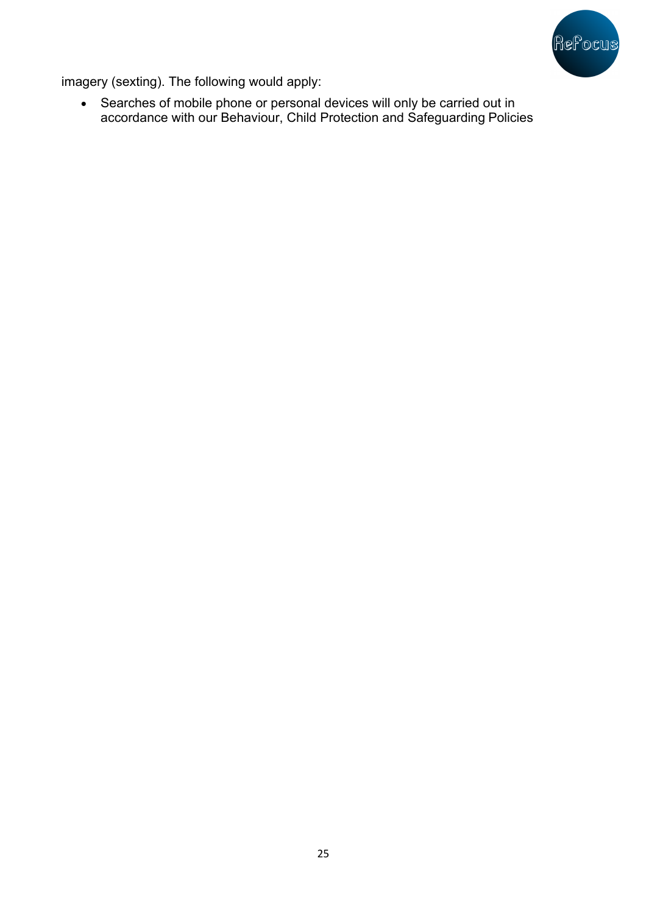imagery (sexting). The following would apply:

- Searches of mobile phone or personal devices will only be carried out in accordance with our Behaviour, Child Protection and Safeguarding Policies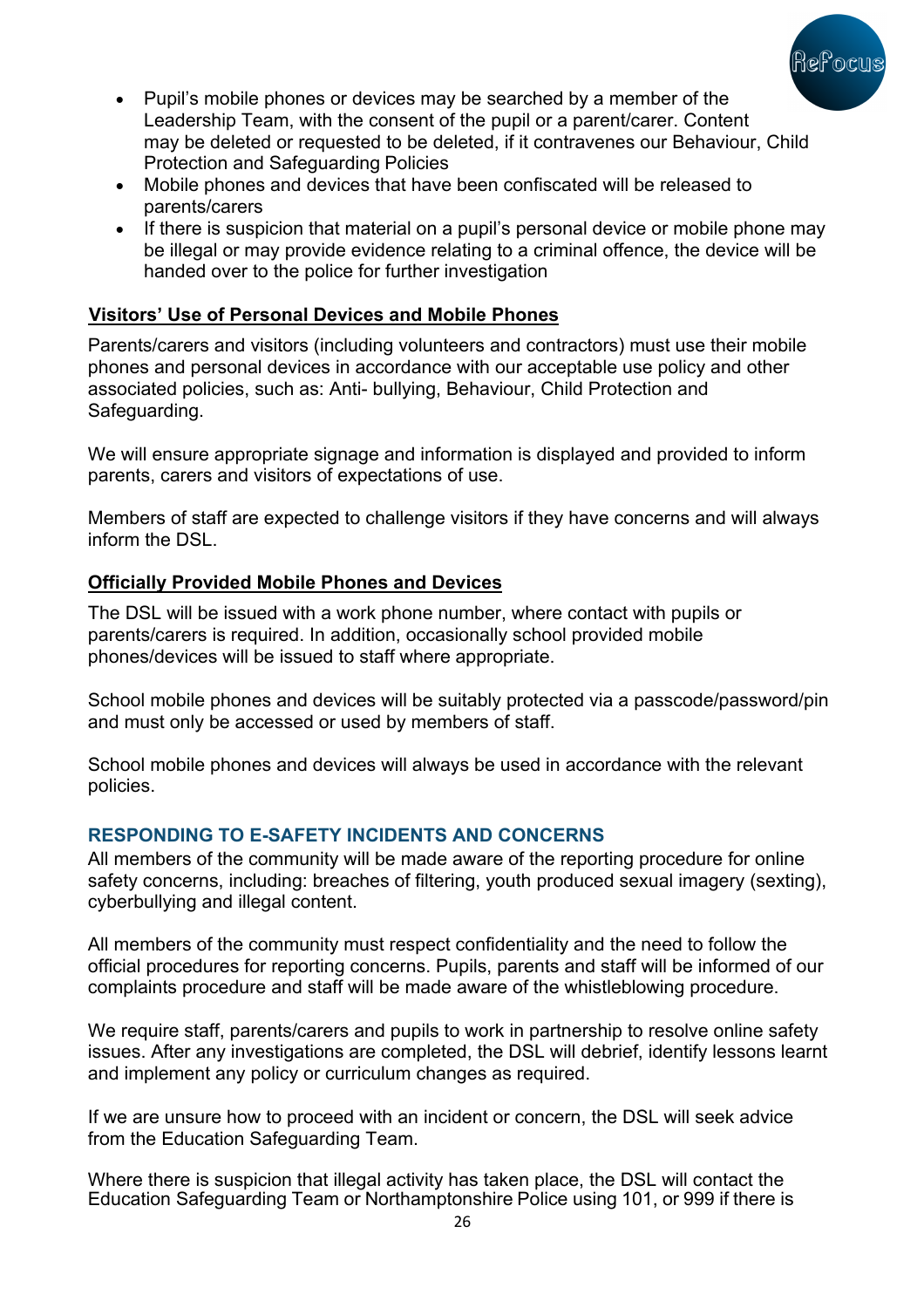- Pupil's mobile phones or devices may be searched by a member of the Leadership Team, with the consent of the pupil or a parent/carer. Content may be deleted or requested to be deleted, if it contravenes our Behaviour, Child Protection and Safeguarding Policies
- Mobile phones and devices that have been confiscated will be released to parents/carers
- If there is suspicion that material on a pupil's personal device or mobile phone may be illegal or may provide evidence relating to a criminal offence, the device will be handed over to the police for further investigation

**Visitors' Use of Personal Devices and Mobile Phones**

Parents/carers and visitors (including volunteers and contractors) must use their mobile phones and personal devices in accordance with our acceptable use policy and other associated policies, such as: Anti- bullying, Behaviour, Child Protection and Safeguarding.

We will ensure appropriate signage and information is displayed and provided to inform parents, carers and visitors of expectations of use.

Members of staff are expected to challenge visitors if they have concerns and will always inform the DSL.

**Officially Provided Mobile Phones and Devices**

The DSL will be issued with a work phone number, where contact with pupils or parents/carers is required. In addition, occasionally school provided mobile phones/devices will be issued to staff where appropriate.

School mobile phones and devices will be suitably protected via a passcode/password/pin and must only be accessed or used by members of staff.

School mobile phones and devices will always be used in accordance with the relevant policies.

## RESPONDING TO E-SAFETY INCIDENTS AND CONCERNS

All members of the community will be made aware of the reporting procedure for online safety concerns, including: breaches of filtering, youth produced sexual imagery (sexting), cyberbullying and illegal content.

All members of the community must respect confidentiality and the need to follow the official procedures for reporting concerns. Pupils, parents and staff will be informed of our complaints procedure and staff will be made aware of the whistleblowing procedure.

We require staff, parents/carers and pupils to work in partnership to resolve online safety issues. After any investigations are completed, the DSL will debrief, identify lessons learnt and implement any policy or curriculum changes as required.

If we are unsure how to proceed with an incident or concern, the DSL will seek advice from the Education Safeguarding Team.

Where there is suspicion that illegal activity has taken place, the DSL will contact the Education Safeguarding Team or Northamptonshire Police using 101, or 999 if there is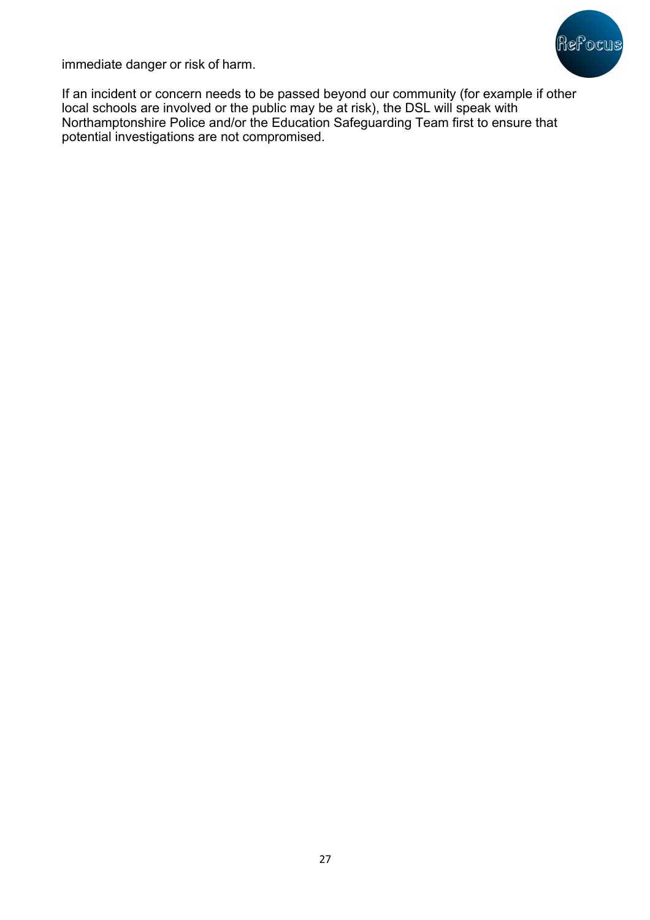immediate danger or risk of harm.

If an incident or concern needs to be passed beyond our community (for example if other local schools are involved or the public may be at risk), the DSL will speak with Northamptonshire Police and/or the Education Safeguarding Team first to ensure that potential investigations are not compromised.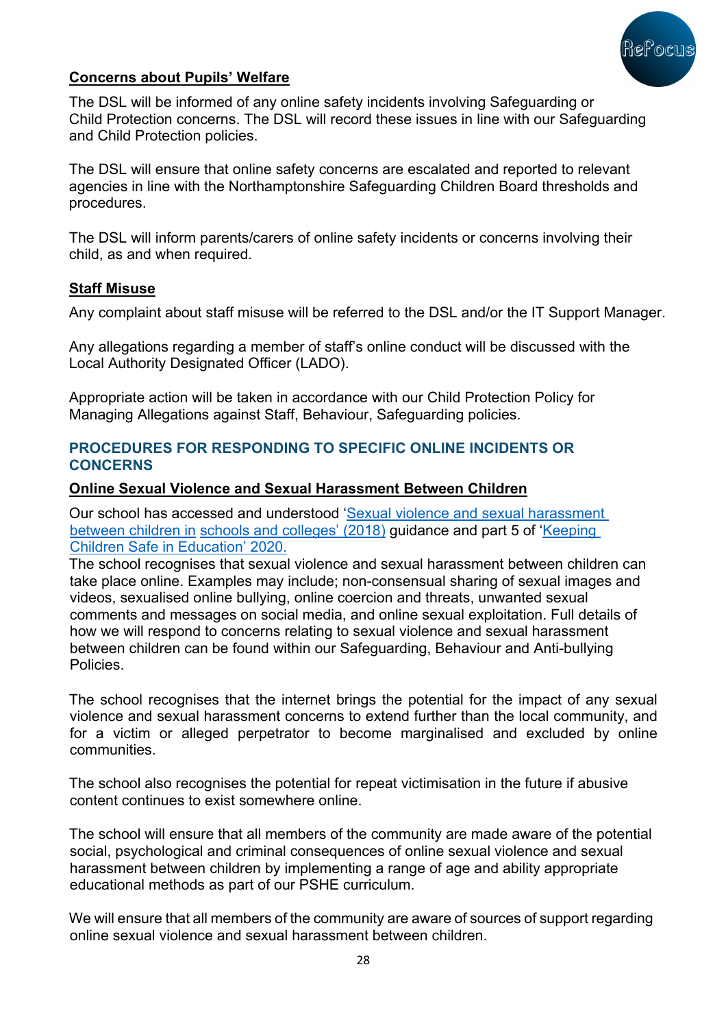**Concerns about Pupils' Welfare**

The DSL will be informed of any online safety incidents involving Safeguarding or Child Protection concerns. The DSL will record these issues in line with our Safeguarding and Child Protection policies.

The DSL will ensure that online safety concerns are escalated and reported to relevant agencies in line with the Northamptonshire Safeguarding Children Board thresholds and procedures.

The DSL will inform parents/carers of online safety incidents or concerns involving their child, as and when required.

**Staff Misuse**

Any complaint about staff misuse will be referred to the DSL and/or the IT Support Manager.

Any allegations regarding a member of staff's online conduct will be discussed with the Local Authority Designated Officer (LADO).

Appropriate action will be taken in accordance with our Child Protection Policy for Managing Allegations against Staff, Behaviour, Safeguarding policies.

## PROCEDURES FOR RESPONDING TO SPECIFIC ONLINE INCIDENTS OR CONCERNS

**Online Sexual Violence and Sexual Harassment Between Children**

Our school has accessed and understood 'Sexual violence and sexual harassment between children in schools and colleges' (2018) guidance and part 5 of 'Keeping Children Safe in Education' 2020.

The school recognises that sexual violence and sexual harassment between children can take place online. Examples may include; non-consensual sharing of sexual images and videos, sexualised online bullying, online coercion and threats, unwanted sexual comments and messages on social media, and online sexual exploitation. Full details of how we will respond to concerns relating to sexual violence and sexual harassment between children can be found within our Safeguarding, Behaviour and Anti-bullying Policies.

The school recognises that the internet brings the potential for the impact of any sexual violence and sexual harassment concerns to extend further than the local community, and for a victim or alleged perpetrator to become marginalised and excluded by online communities.

The school also recognises the potential for repeat victimisation in the future if abusive content continues to exist somewhere online.

The school will ensure that all members of the community are made aware of the potential social, psychological and criminal consequences of online sexual violence and sexual harassment between children by implementing a range of age and ability appropriate educational methods as part of our PSHE curriculum.

We will ensure that all members of the community are aware of sources of support regarding online sexual violence and sexual harassment between children.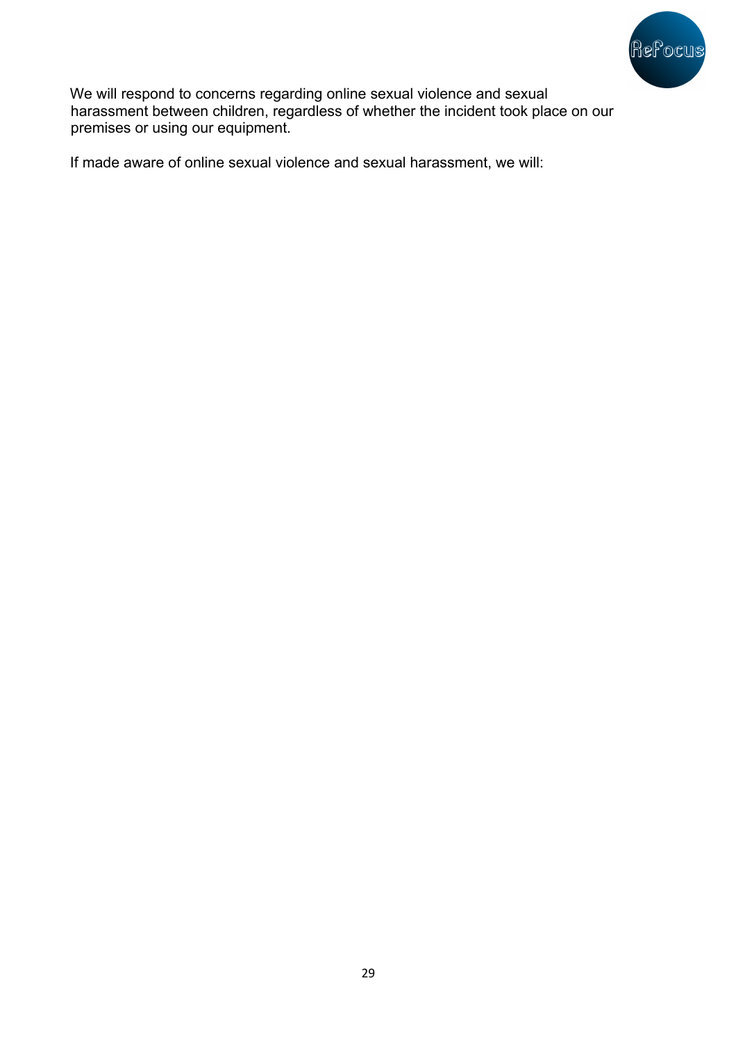We will respond to concerns regarding online sexual violence and sexual harassment between children, regardless of whether the incident took place on our premises or using our equipment.

If made aware of online sexual violence and sexual harassment, we will: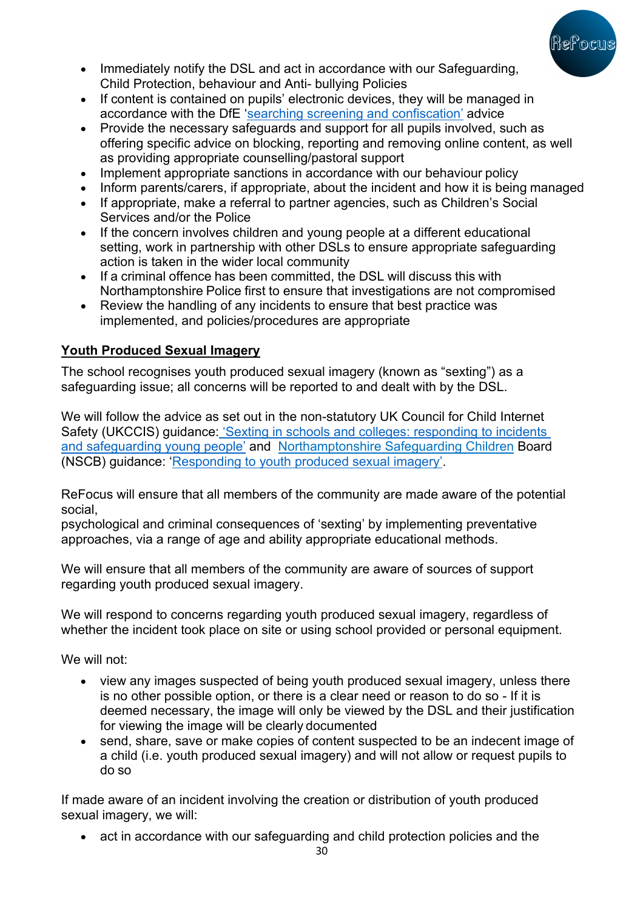- Immediately notify the DSL and act in accordance with our Safeguarding, Child Protection, behaviour and Anti- bullying Policies
- If content is contained on pupils' electronic devices, they will be managed in accordance with the DfE 'searching screening and confiscation' advice
- Provide the necessary safeguards and support for all pupils involved, such as offering specific advice on blocking, reporting and removing online content, as well as providing appropriate counselling/pastoral support
- Implement appropriate sanctions in accordance with our behaviour policy
- Inform parents/carers, if appropriate, about the incident and how it is being managed
- If appropriate, make a referral to partner agencies, such as Children's Social Services and/or the Police
- If the concern involves children and young people at a different educational setting, work in partnership with other DSLs to ensure appropriate safeguarding action is taken in the wider local community
- If a criminal offence has been committed, the DSL will discuss this with Northamptonshire Police first to ensure that investigations are not compromised
- Review the handling of any incidents to ensure that best practice was implemented, and policies/procedures are appropriate

**Youth Produced Sexual Imagery**

The school recognises youth produced sexual imagery (known as "sexting") as a safeguarding issue; all concerns will be reported to and dealt with by the DSL.

We will follow the advice as set out in the non-statutory UK Council for Child Internet Safety (UKCCIS) guidance: 'Sexting in schools and colleges: responding to incidents and safeguarding young people' and Northamptonshire Safeguarding Children Board (NSCB) guidance: 'Responding to youth produced sexual imagery'.

ReFocus will ensure that all members of the community are made aware of the potential social,
psychological and criminal consequences of 'sexting' by implementing preventative approaches, via a range of age and ability appropriate educational methods.

We will ensure that all members of the community are aware of sources of support regarding youth produced sexual imagery.

We will respond to concerns regarding youth produced sexual imagery, regardless of whether the incident took place on site or using school provided or personal equipment.

We will not:

- view any images suspected of being youth produced sexual imagery, unless there is no other possible option, or there is a clear need or reason to do so - If it is deemed necessary, the image will only be viewed by the DSL and their justification for viewing the image will be clearly documented
- send, share, save or make copies of content suspected to be an indecent image of a child (i.e. youth produced sexual imagery) and will not allow or request pupils to do so

If made aware of an incident involving the creation or distribution of youth produced sexual imagery, we will:

- act in accordance with our safeguarding and child protection policies and the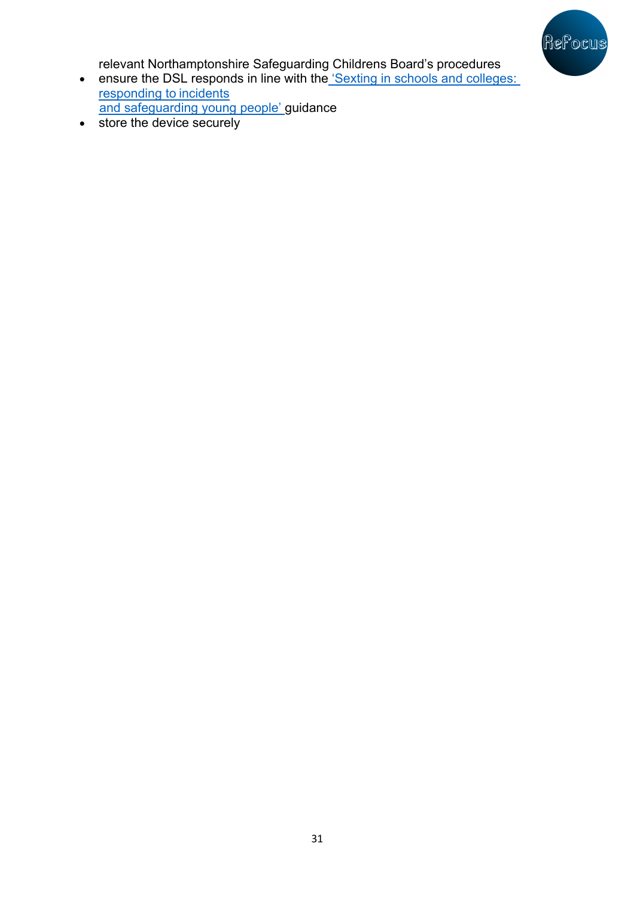relevant Northamptonshire Safeguarding Childrens Board's procedures

- ensure the DSL responds in line with the 'Sexting in schools and colleges: responding to incidents and safeguarding young people' guidance
- store the device securely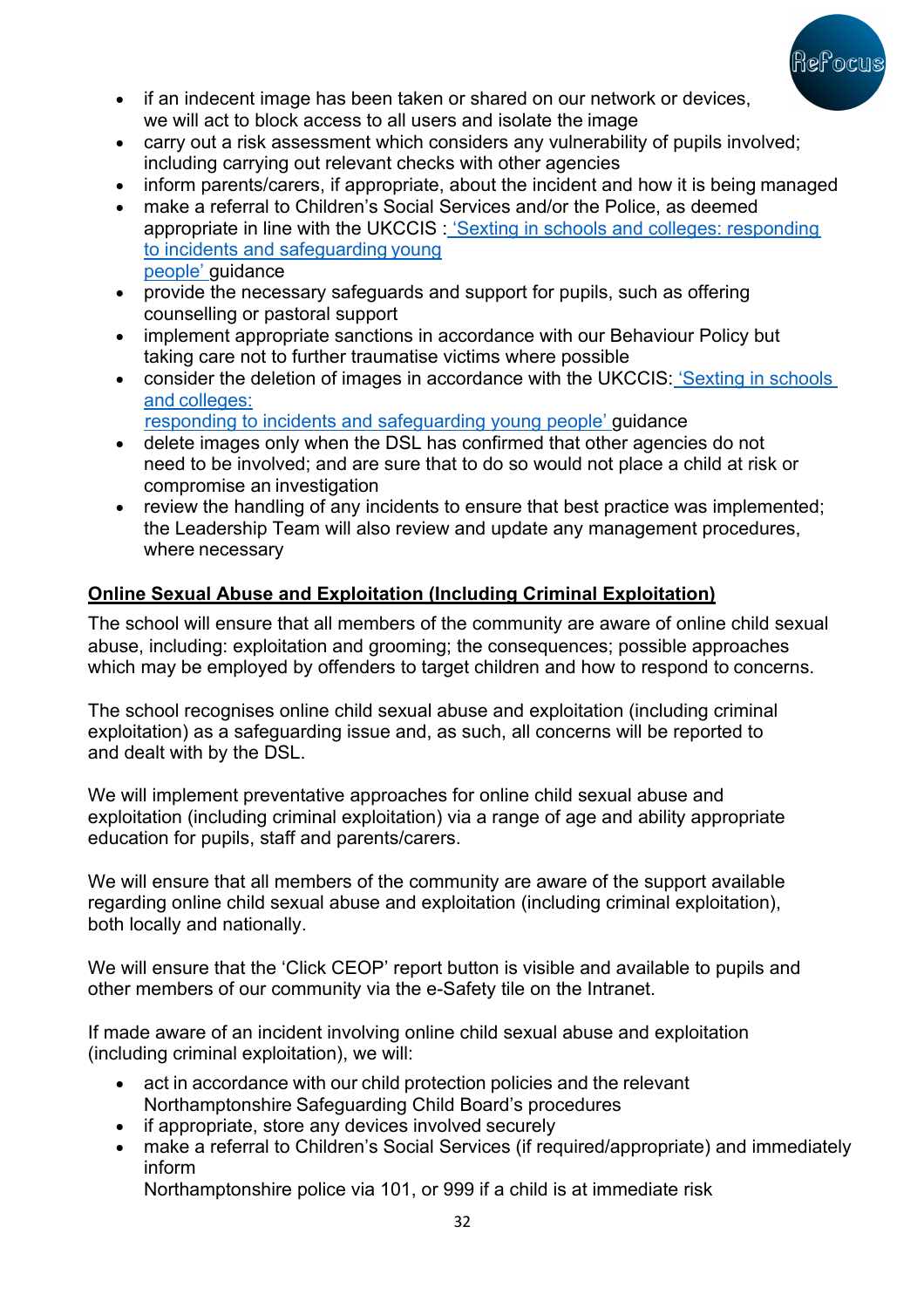- if an indecent image has been taken or shared on our network or devices, we will act to block access to all users and isolate the image
- carry out a risk assessment which considers any vulnerability of pupils involved; including carrying out relevant checks with other agencies
- inform parents/carers, if appropriate, about the incident and how it is being managed
- make a referral to Children's Social Services and/or the Police, as deemed appropriate in line with the UKCCIS : 'Sexting in schools and colleges: responding to incidents and safeguarding young people' guidance
- provide the necessary safeguards and support for pupils, such as offering counselling or pastoral support
- implement appropriate sanctions in accordance with our Behaviour Policy but taking care not to further traumatise victims where possible
- consider the deletion of images in accordance with the UKCCIS: 'Sexting in schools and colleges: responding to incidents and safeguarding young people' guidance
- delete images only when the DSL has confirmed that other agencies do not need to be involved; and are sure that to do so would not place a child at risk or compromise an investigation
- review the handling of any incidents to ensure that best practice was implemented; the Leadership Team will also review and update any management procedures, where necessary

**Online Sexual Abuse and Exploitation (Including Criminal Exploitation)**

The school will ensure that all members of the community are aware of online child sexual abuse, including: exploitation and grooming; the consequences; possible approaches which may be employed by offenders to target children and how to respond to concerns.

The school recognises online child sexual abuse and exploitation (including criminal exploitation) as a safeguarding issue and, as such, all concerns will be reported to and dealt with by the DSL.

We will implement preventative approaches for online child sexual abuse and exploitation (including criminal exploitation) via a range of age and ability appropriate education for pupils, staff and parents/carers.

We will ensure that all members of the community are aware of the support available regarding online child sexual abuse and exploitation (including criminal exploitation), both locally and nationally.

We will ensure that the 'Click CEOP' report button is visible and available to pupils and other members of our community via the e-Safety tile on the Intranet.

If made aware of an incident involving online child sexual abuse and exploitation (including criminal exploitation), we will:

- act in accordance with our child protection policies and the relevant Northamptonshire Safeguarding Child Board's procedures
- if appropriate, store any devices involved securely
- make a referral to Children's Social Services (if required/appropriate) and immediately inform Northamptonshire police via 101, or 999 if a child is at immediate risk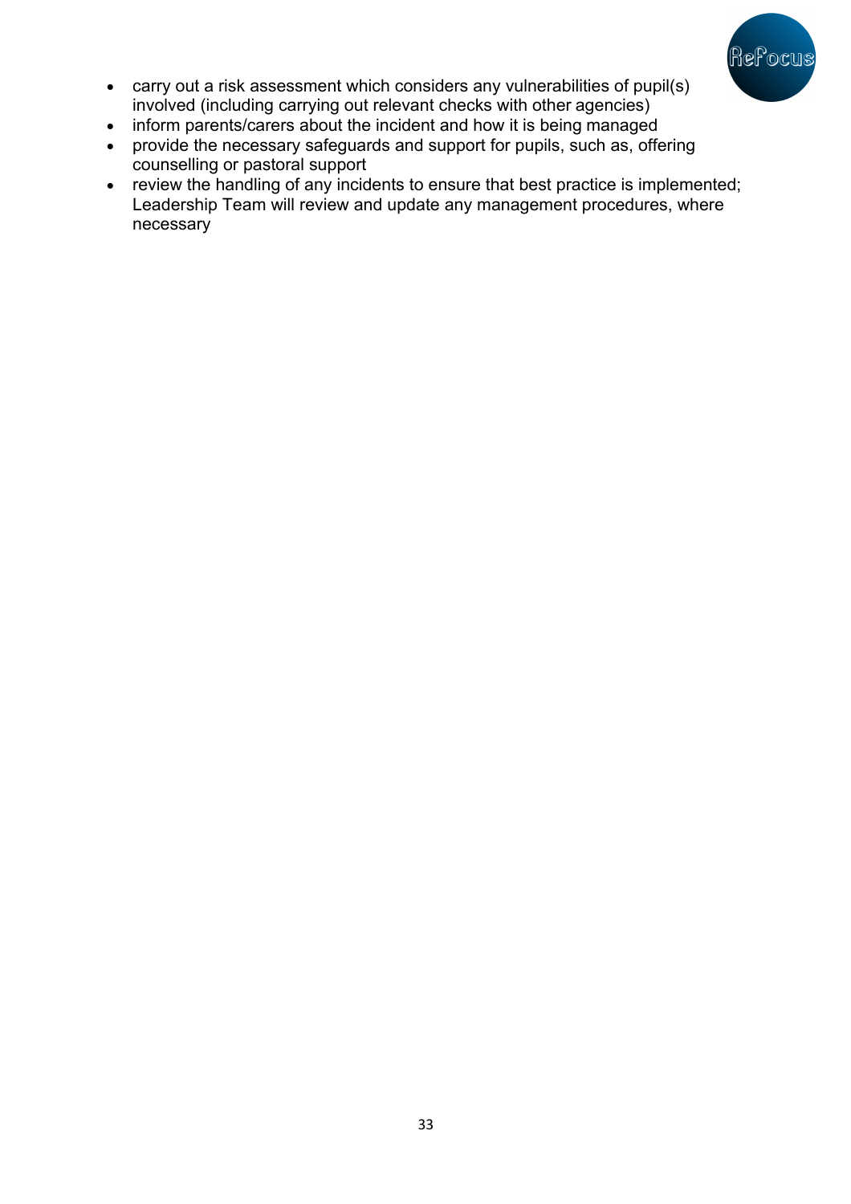- carry out a risk assessment which considers any vulnerabilities of pupil(s) involved (including carrying out relevant checks with other agencies)
- inform parents/carers about the incident and how it is being managed
- provide the necessary safeguards and support for pupils, such as, offering counselling or pastoral support
- review the handling of any incidents to ensure that best practice is implemented; Leadership Team will review and update any management procedures, where necessary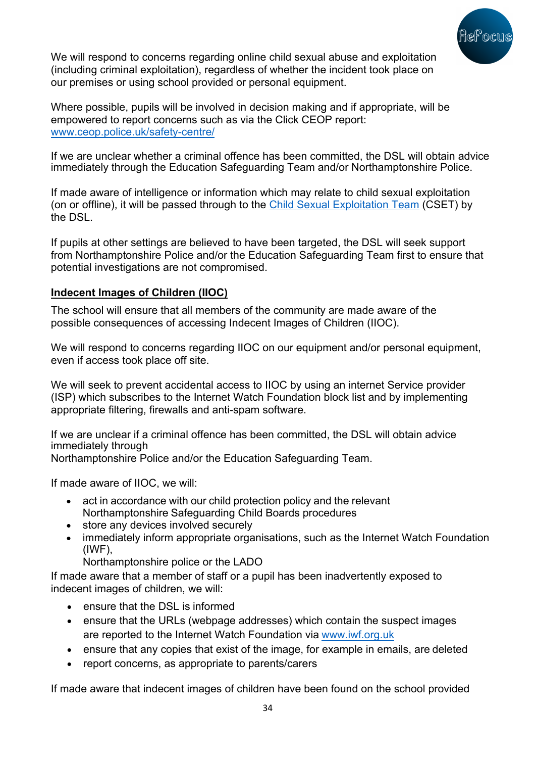We will respond to concerns regarding online child sexual abuse and exploitation (including criminal exploitation), regardless of whether the incident took place on our premises or using school provided or personal equipment.

Where possible, pupils will be involved in decision making and if appropriate, will be empowered to report concerns such as via the Click CEOP report: [www.ceop.police.uk/safety-centre/](www.ceop.police.uk/safety-centre/)

If we are unclear whether a criminal offence has been committed, the DSL will obtain advice immediately through the Education Safeguarding Team and/or Northamptonshire Police.

If made aware of intelligence or information which may relate to child sexual exploitation (on or offline), it will be passed through to the Child Sexual Exploitation Team (CSET) by the DSL.

If pupils at other settings are believed to have been targeted, the DSL will seek support from Northamptonshire Police and/or the Education Safeguarding Team first to ensure that potential investigations are not compromised.

**Indecent Images of Children (IIOC)**

The school will ensure that all members of the community are made aware of the possible consequences of accessing Indecent Images of Children (IIOC).

We will respond to concerns regarding IIOC on our equipment and/or personal equipment, even if access took place off site.

We will seek to prevent accidental access to IIOC by using an internet Service provider (ISP) which subscribes to the Internet Watch Foundation block list and by implementing appropriate filtering, firewalls and anti-spam software.

If we are unclear if a criminal offence has been committed, the DSL will obtain advice immediately through
Northamptonshire Police and/or the Education Safeguarding Team.

If made aware of IIOC, we will:

- act in accordance with our child protection policy and the relevant Northamptonshire Safeguarding Child Boards procedures
- store any devices involved securely
- immediately inform appropriate organisations, such as the Internet Watch Foundation (IWF),
  Northamptonshire police or the LADO

If made aware that a member of staff or a pupil has been inadvertently exposed to indecent images of children, we will:

- ensure that the DSL is informed
- ensure that the URLs (webpage addresses) which contain the suspect images are reported to the Internet Watch Foundation via [www.iwf.org.uk](www.iwf.org.uk)
- ensure that any copies that exist of the image, for example in emails, are deleted
- report concerns, as appropriate to parents/carers

If made aware that indecent images of children have been found on the school provided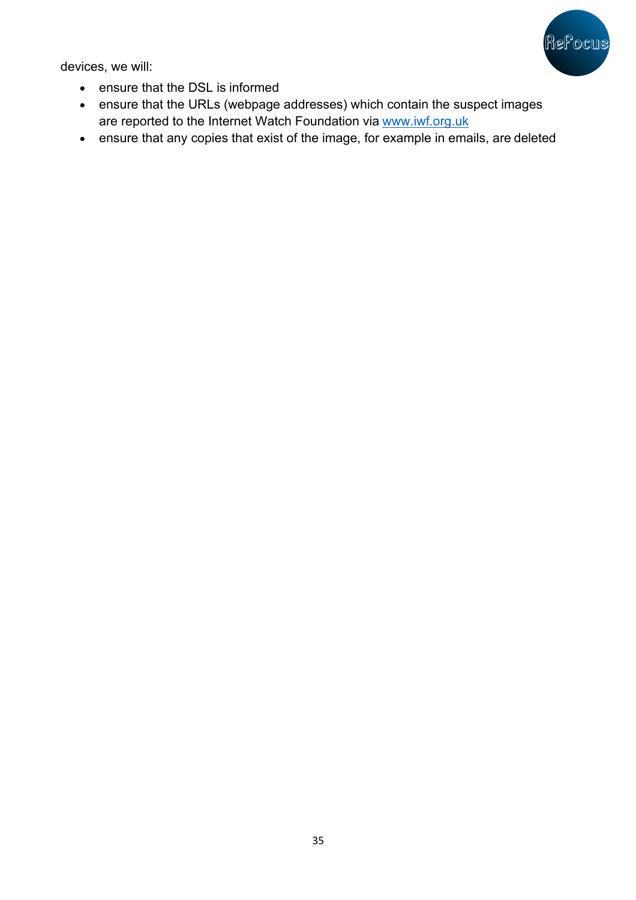devices, we will:

- ensure that the DSL is informed
- ensure that the URLs (webpage addresses) which contain the suspect images are reported to the Internet Watch Foundation via www.iwf.org.uk
- ensure that any copies that exist of the image, for example in emails, are deleted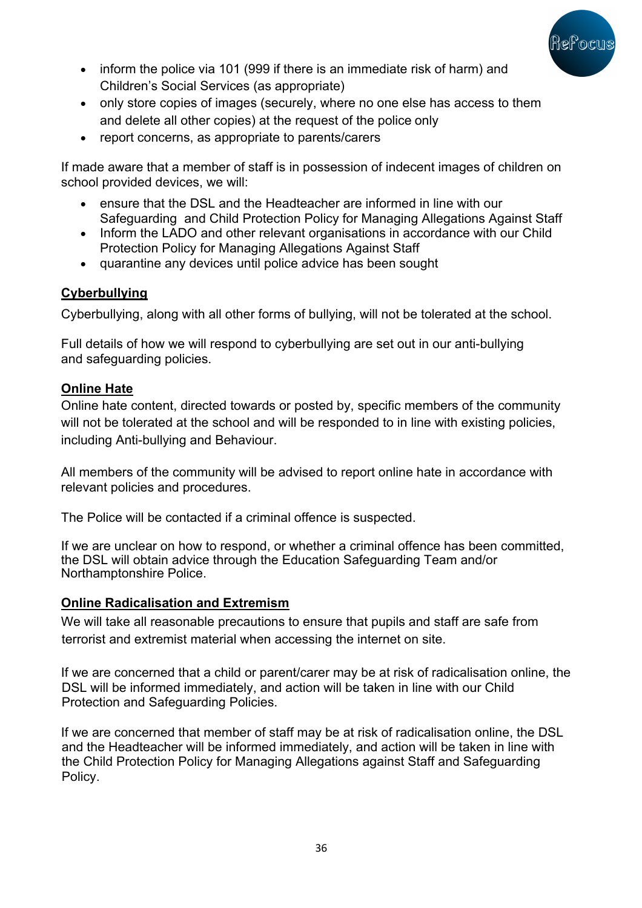- inform the police via 101 (999 if there is an immediate risk of harm) and Children's Social Services (as appropriate)
- only store copies of images (securely, where no one else has access to them and delete all other copies) at the request of the police only
- report concerns, as appropriate to parents/carers

If made aware that a member of staff is in possession of indecent images of children on school provided devices, we will:

- ensure that the DSL and the Headteacher are informed in line with our Safeguarding and Child Protection Policy for Managing Allegations Against Staff
- Inform the LADO and other relevant organisations in accordance with our Child Protection Policy for Managing Allegations Against Staff
- quarantine any devices until police advice has been sought

**Cyberbullying**

Cyberbullying, along with all other forms of bullying, will not be tolerated at the school.

Full details of how we will respond to cyberbullying are set out in our anti-bullying and safeguarding policies.

**Online Hate**

Online hate content, directed towards or posted by, specific members of the community will not be tolerated at the school and will be responded to in line with existing policies, including Anti-bullying and Behaviour.

All members of the community will be advised to report online hate in accordance with relevant policies and procedures.

The Police will be contacted if a criminal offence is suspected.

If we are unclear on how to respond, or whether a criminal offence has been committed, the DSL will obtain advice through the Education Safeguarding Team and/or Northamptonshire Police.

**Online Radicalisation and Extremism**

We will take all reasonable precautions to ensure that pupils and staff are safe from terrorist and extremist material when accessing the internet on site.

If we are concerned that a child or parent/carer may be at risk of radicalisation online, the DSL will be informed immediately, and action will be taken in line with our Child Protection and Safeguarding Policies.

If we are concerned that member of staff may be at risk of radicalisation online, the DSL and the Headteacher will be informed immediately, and action will be taken in line with the Child Protection Policy for Managing Allegations against Staff and Safeguarding Policy.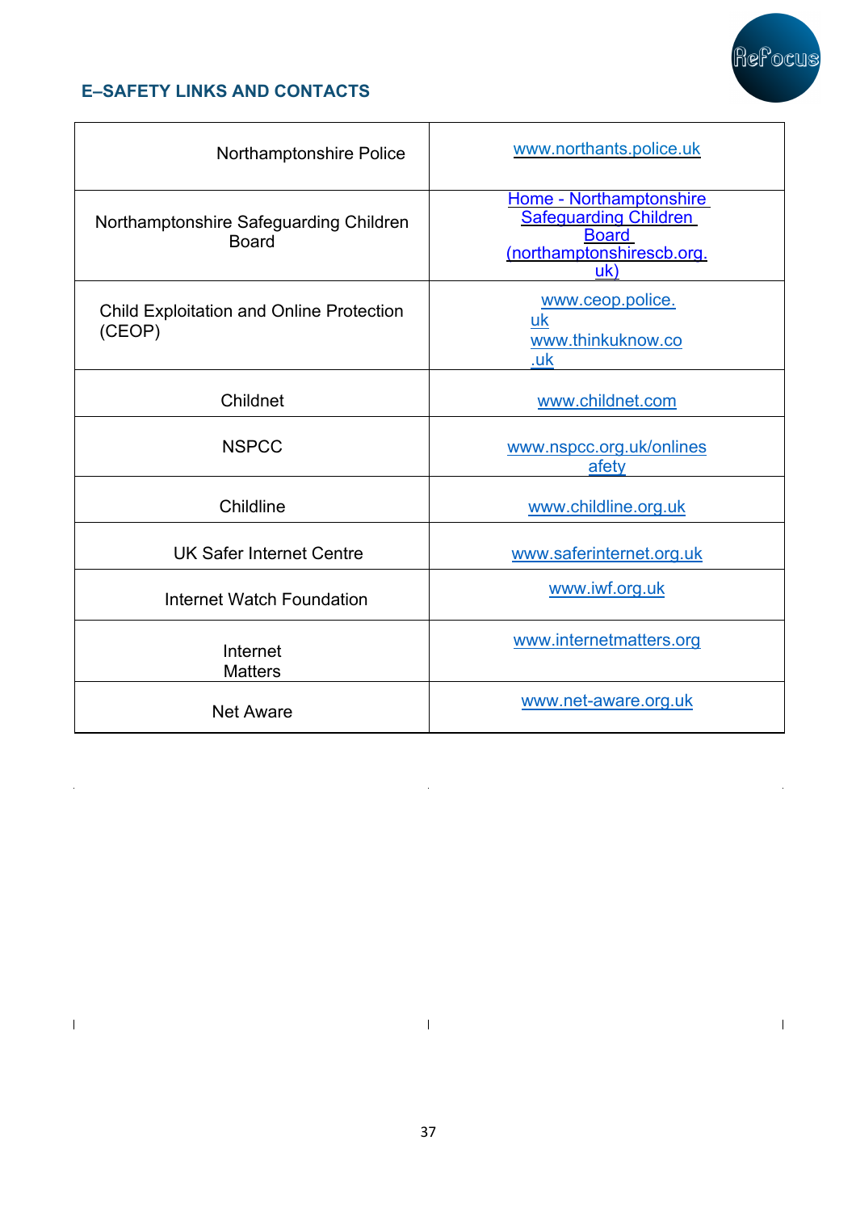## E–SAFETY LINKS AND CONTACTS

| | |
|---|---|
| Northamptonshire Police | www.northants.police.uk |
| Northamptonshire Safeguarding Children Board | Home - Northamptonshire Safeguarding Children Board (northamptonshirescb.org.uk) |
| Child Exploitation and Online Protection (CEOP) | www.ceop.police.uk www.thinkuknow.co.uk |
| Childnet | www.childnet.com |
| NSPCC | www.nspcc.org.uk/onlinesafety |
| Childline | www.childline.org.uk |
| UK Safer Internet Centre | www.saferinternet.org.uk |
| Internet Watch Foundation | www.iwf.org.uk |
| Internet Matters | www.internetmatters.org |
| Net Aware | www.net-aware.org.uk |